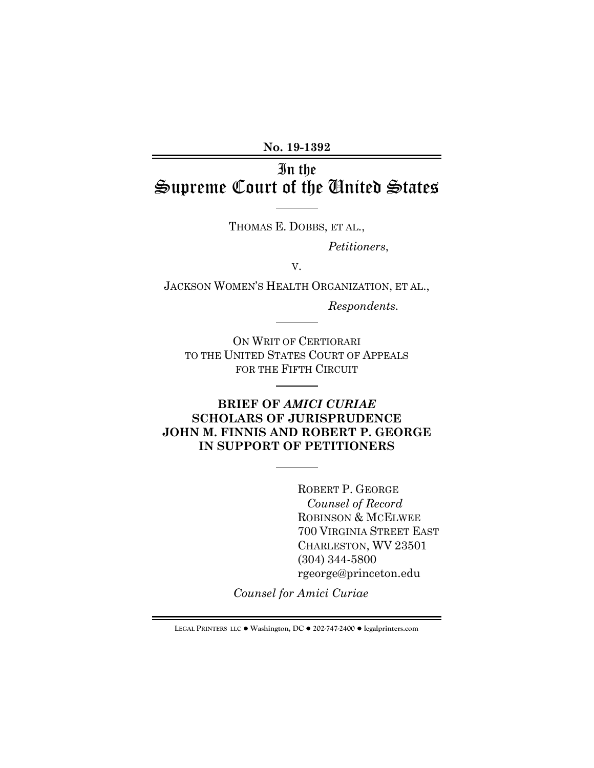**No. 19-1392**

# In the Supreme Court of the United States

THOMAS E. DOBBS, ET AL.,

*Petitioners*,

v.

JACKSON WOMEN'S HEALTH ORGANIZATION, ET AL.,

*Respondents.*

ON WRIT OF CERTIORARI
TO THE UNITED STATES COURT OF APPEALS
FOR THE FIFTH CIRCUIT

**BRIEF OF *AMICI CURIAE* SCHOLARS OF JURISPRUDENCE JOHN M. FINNIS AND ROBERT P. GEORGE IN SUPPORT OF PETITIONERS**

ROBERT P. GEORGE
*Counsel of Record*
ROBINSON & MCELWEE
700 VIRGINIA STREET EAST
CHARLESTON, WV 23501
(304) 344-5800
rgeorge@princeton.edu

*Counsel for Amici Curiae*

LEGAL PRINTERS LLC ● Washington, DC ● 202-747-2400 ● legalprinters.com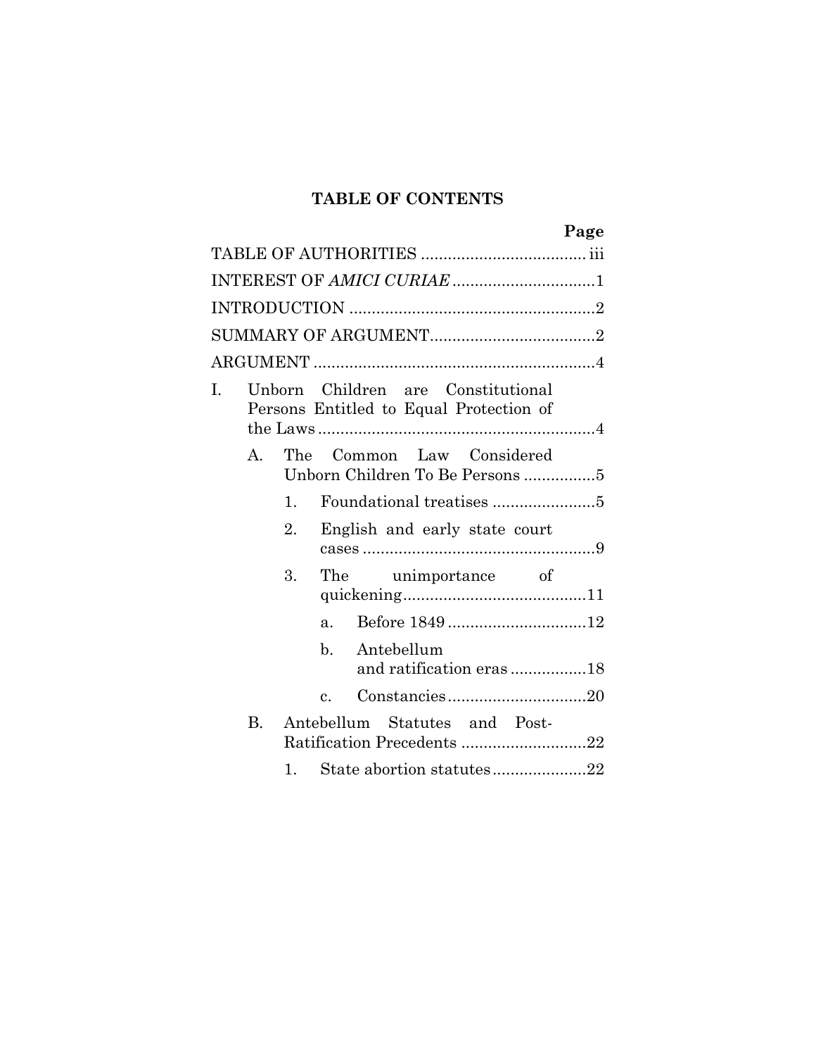# TABLE OF CONTENTS

| | Page |
|---|---|
| TABLE OF AUTHORITIES | iii |
| INTEREST OF *AMICI CURIAE* | 1 |
| INTRODUCTION | 2 |
| SUMMARY OF ARGUMENT | 2 |
| ARGUMENT | 4 |
| I. Unborn Children are Constitutional Persons Entitled to Equal Protection of the Laws | 4 |
| A. The Common Law Considered Unborn Children To Be Persons | 5 |
| 1. Foundational treatises | 5 |
| 2. English and early state court cases | 9 |
| 3. The unimportance of quickening | 11 |
| a. Before 1849 | 12 |
| b. Antebellum and ratification eras | 18 |
| c. Constancies | 20 |
| B. Antebellum Statutes and Post-Ratification Precedents | 22 |
| 1. State abortion statutes | 22 |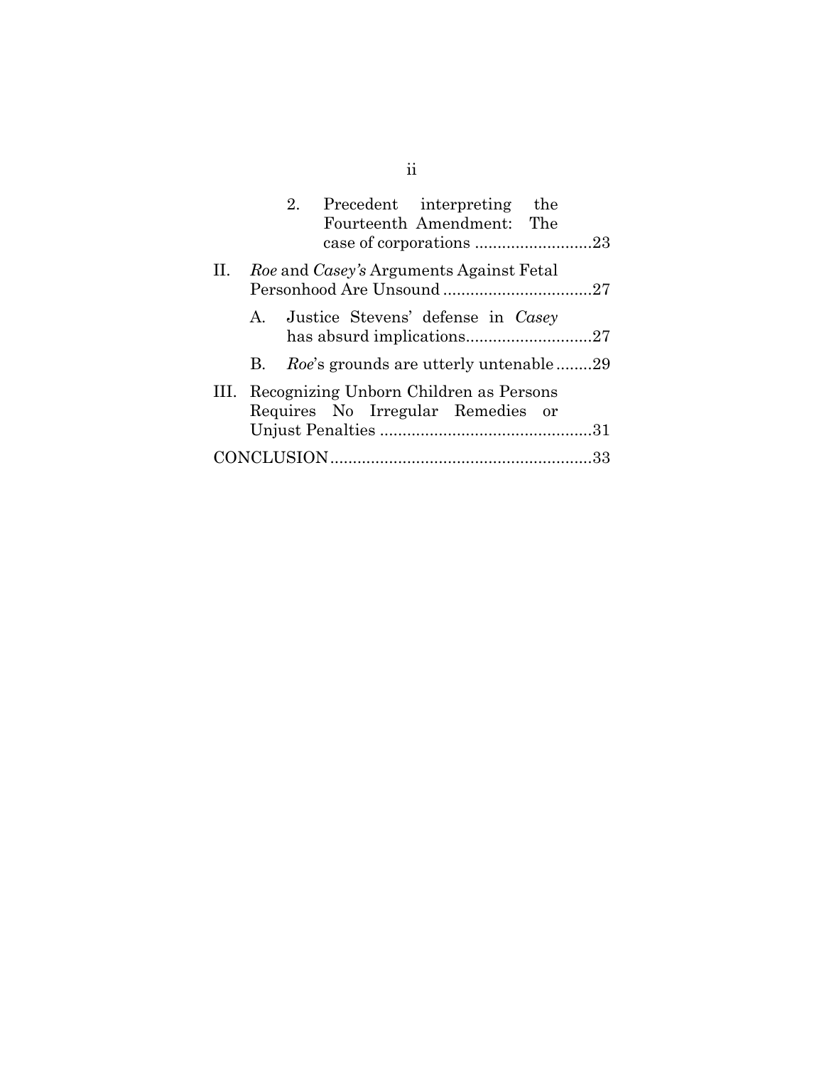2. Precedent interpreting the Fourteenth Amendment: The case of corporations ..........................23

II. *Roe* and *Casey's* Arguments Against Fetal Personhood Are Unsound .................................27

A. Justice Stevens' defense in *Casey* has absurd implications............................27

B. *Roe*'s grounds are utterly untenable ........29

III. Recognizing Unborn Children as Persons Requires No Irregular Remedies or Unjust Penalties ...............................................31

CONCLUSION..........................................................33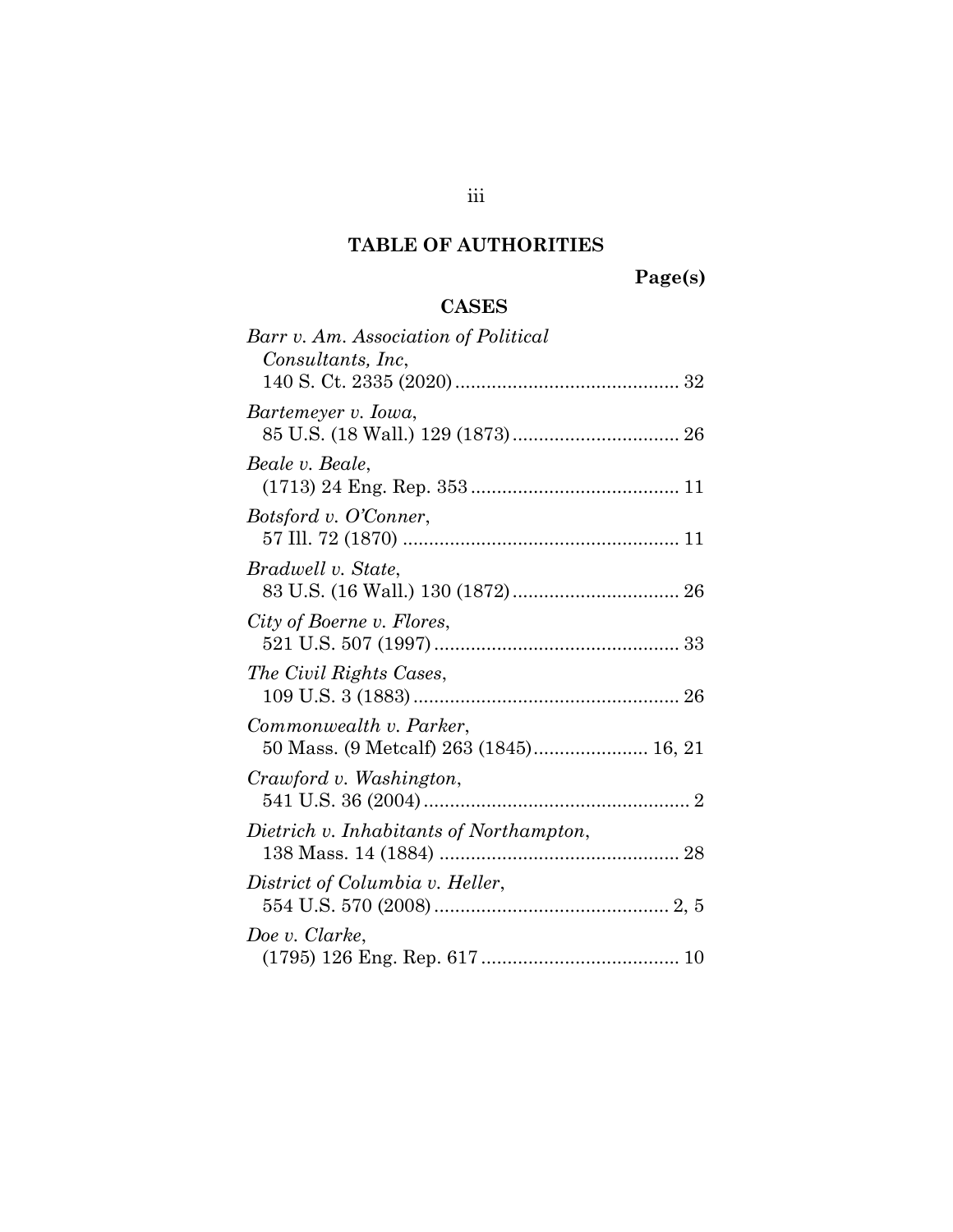## TABLE OF AUTHORITIES

**Page(s)**

### CASES

*Barr v. Am. Association of Political Consultants, Inc*, 140 S. Ct. 2335 (2020) .......... 32

*Bartemeyer v. Iowa*, 85 U.S. (18 Wall.) 129 (1873) .......... 26

*Beale v. Beale*, (1713) 24 Eng. Rep. 353 .......... 11

*Botsford v. O'Conner*, 57 Ill. 72 (1870) .......... 11

*Bradwell v. State*, 83 U.S. (16 Wall.) 130 (1872) .......... 26

*City of Boerne v. Flores*, 521 U.S. 507 (1997) .......... 33

*The Civil Rights Cases*, 109 U.S. 3 (1883) .......... 26

*Commonwealth v. Parker*, 50 Mass. (9 Metcalf) 263 (1845) .......... 16, 21

*Crawford v. Washington*, 541 U.S. 36 (2004) .......... 2

*Dietrich v. Inhabitants of Northampton*, 138 Mass. 14 (1884) .......... 28

*District of Columbia v. Heller*, 554 U.S. 570 (2008) .......... 2, 5

*Doe v. Clarke*, (1795) 126 Eng. Rep. 617 .......... 10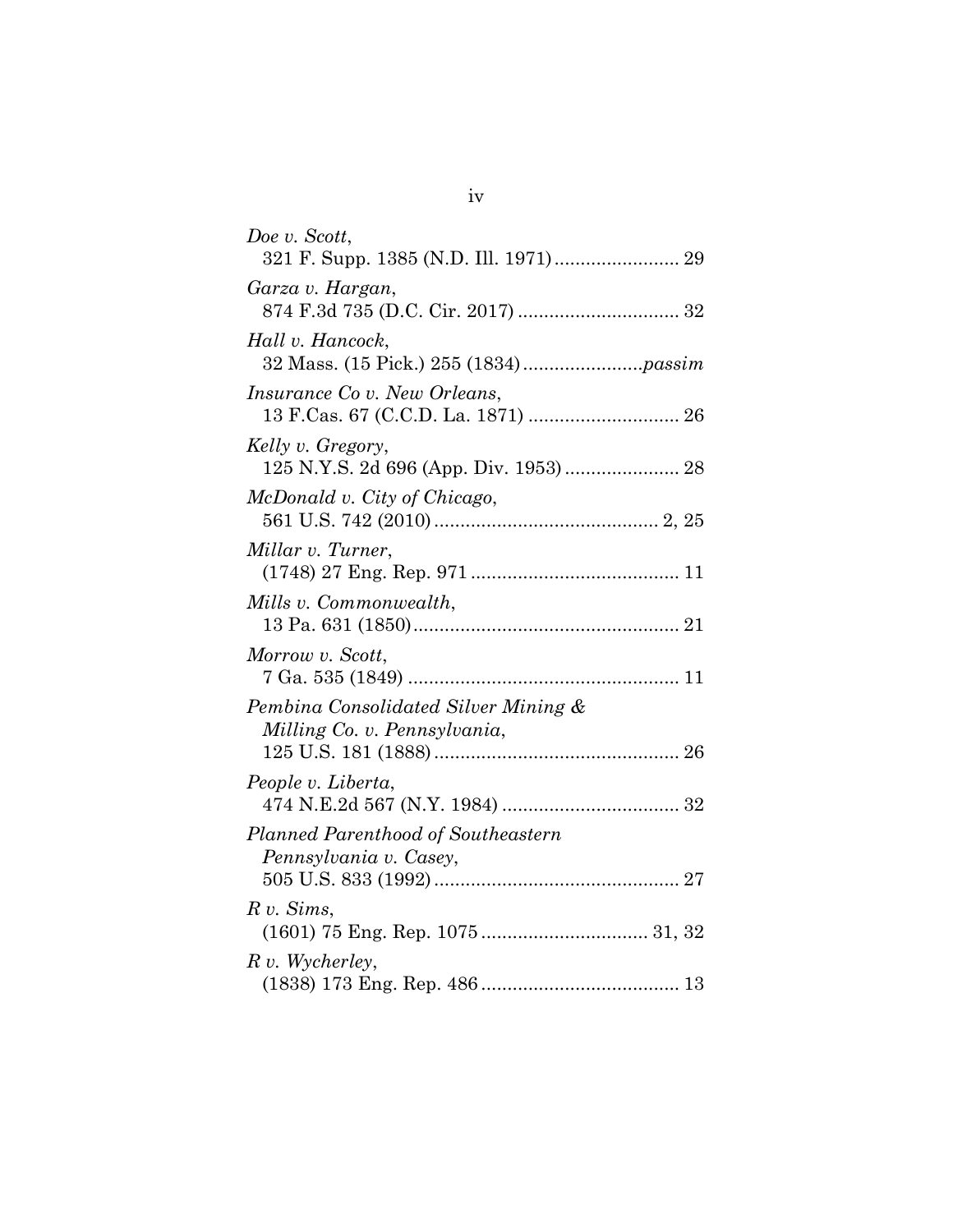*Doe v. Scott*,
321 F. Supp. 1385 (N.D. Ill. 1971)........................ 29

*Garza v. Hargan*,
874 F.3d 735 (D.C. Cir. 2017) ............................... 32

*Hall v. Hancock*,
32 Mass. (15 Pick.) 255 (1834).......................*passim*

*Insurance Co v. New Orleans*,
13 F.Cas. 67 (C.C.D. La. 1871) ............................. 26

*Kelly v. Gregory*,
125 N.Y.S. 2d 696 (App. Div. 1953)...................... 28

*McDonald v. City of Chicago*,
561 U.S. 742 (2010)........................................... 2, 25

*Millar v. Turner*,
(1748) 27 Eng. Rep. 971........................................ 11

*Mills v. Commonwealth*,
13 Pa. 631 (1850).................................................. 21

*Morrow v. Scott*,
7 Ga. 535 (1849) .................................................... 11

*Pembina Consolidated Silver Mining & Milling Co. v. Pennsylvania*,
125 U.S. 181 (1888)............................................... 26

*People v. Liberta*,
474 N.E.2d 567 (N.Y. 1984) .................................. 32

*Planned Parenthood of Southeastern Pennsylvania v. Casey*,
505 U.S. 833 (1992)............................................... 27

*R v. Sims*,
(1601) 75 Eng. Rep. 1075................................ 31, 32

*R v. Wycherley*,
(1838) 173 Eng. Rep. 486...................................... 13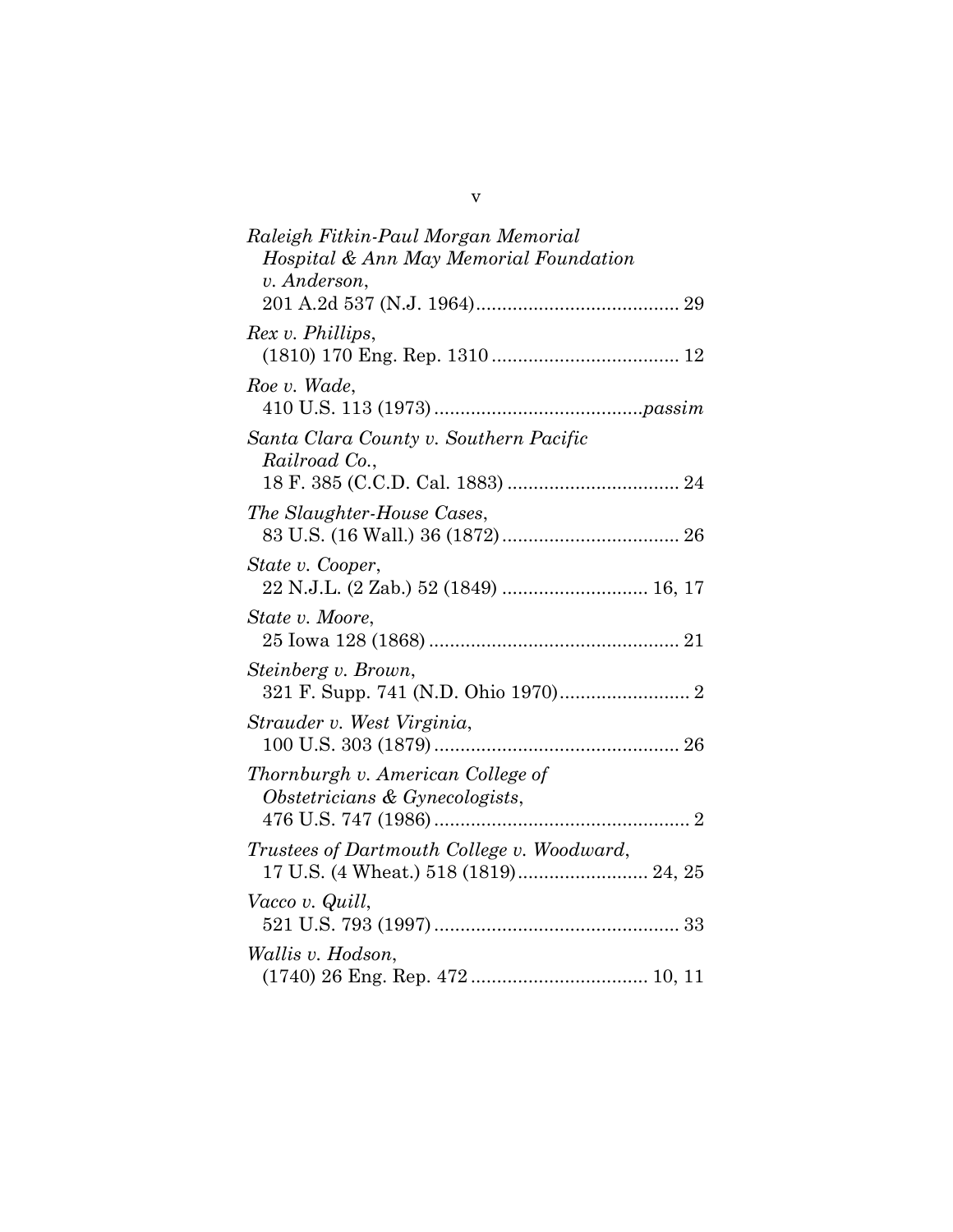*Raleigh Fitkin-Paul Morgan Memorial Hospital & Ann May Memorial Foundation v. Anderson*,
201 A.2d 537 (N.J. 1964)....................................... 29

*Rex v. Phillips*,
(1810) 170 Eng. Rep. 1310 .................................... 12

*Roe v. Wade*,
410 U.S. 113 (1973) ........................................*passim*

*Santa Clara County v. Southern Pacific Railroad Co.*,
18 F. 385 (C.C.D. Cal. 1883) ................................. 24

*The Slaughter-House Cases*,
83 U.S. (16 Wall.) 36 (1872) .................................. 26

*State v. Cooper*,
22 N.J.L. (2 Zab.) 52 (1849) ............................ 16, 17

*State v. Moore*,
25 Iowa 128 (1868) ................................................ 21

*Steinberg v. Brown*,
321 F. Supp. 741 (N.D. Ohio 1970)......................... 2

*Strauder v. West Virginia*,
100 U.S. 303 (1879) ............................................... 26

*Thornburgh v. American College of Obstetricians & Gynecologists*,
476 U.S. 747 (1986) ................................................. 2

*Trustees of Dartmouth College v. Woodward*,
17 U.S. (4 Wheat.) 518 (1819)......................... 24, 25

*Vacco v. Quill*,
521 U.S. 793 (1997) ............................................... 33

*Wallis v. Hodson*,
(1740) 26 Eng. Rep. 472 .................................. 10, 11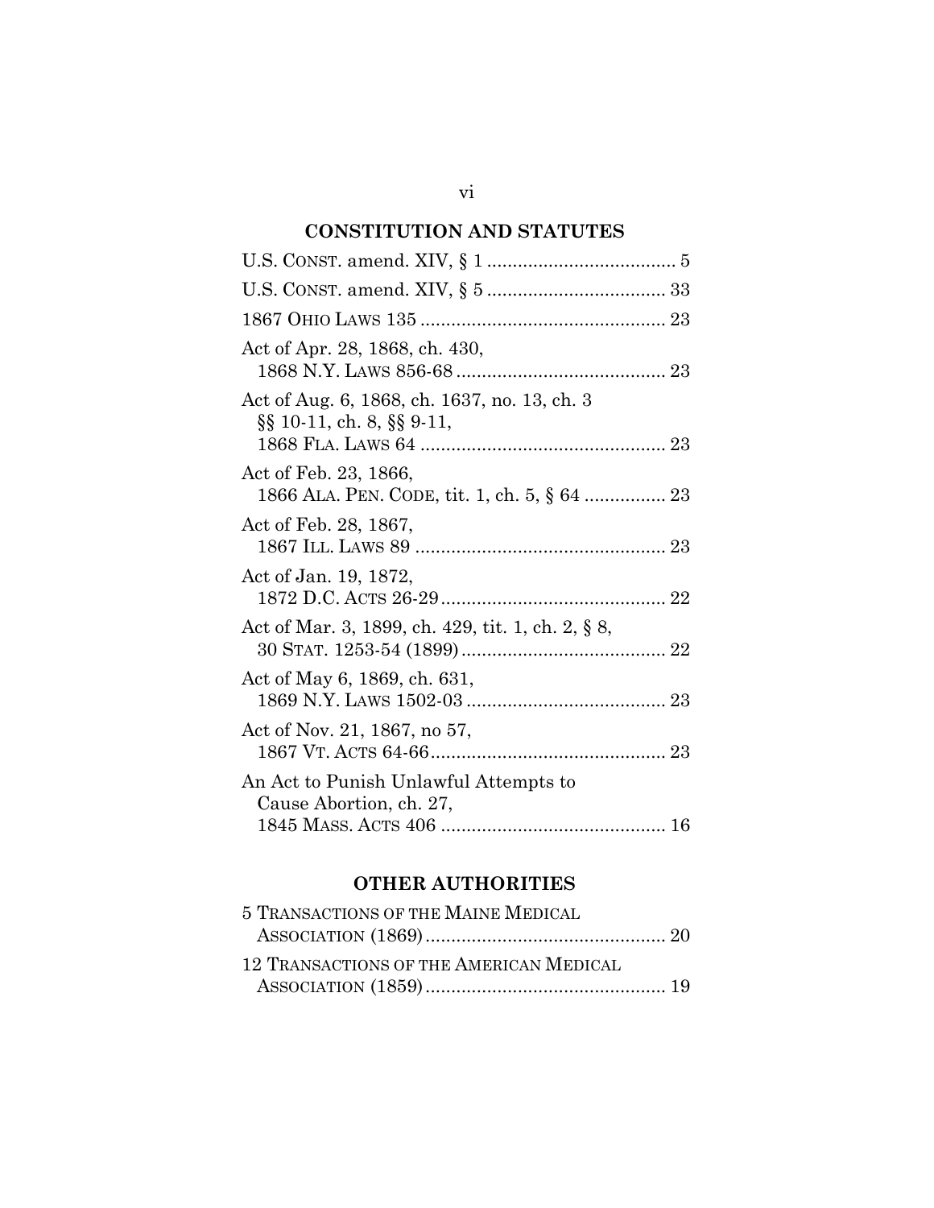## CONSTITUTION AND STATUTES

U.S. CONST. amend. XIV, § 1 .................................... 5

U.S. CONST. amend. XIV, § 5 .................................. 33

1867 OHIO LAWS 135 ............................................... 23

Act of Apr. 28, 1868, ch. 430,
1868 N.Y. LAWS 856-68 ......................................... 23

Act of Aug. 6, 1868, ch. 1637, no. 13, ch. 3
§§ 10-11, ch. 8, §§ 9-11,
1868 FLA. LAWS 64 ............................................... 23

Act of Feb. 23, 1866,
1866 ALA. PEN. CODE, tit. 1, ch. 5, § 64 ............... 23

Act of Feb. 28, 1867,
1867 ILL. LAWS 89 ................................................ 23

Act of Jan. 19, 1872,
1872 D.C. ACTS 26-29 ........................................... 22

Act of Mar. 3, 1899, ch. 429, tit. 1, ch. 2, § 8,
30 STAT. 1253-54 (1899) ........................................ 22

Act of May 6, 1869, ch. 631,
1869 N.Y. LAWS 1502-03 ....................................... 23

Act of Nov. 21, 1867, no 57,
1867 VT. ACTS 64-66 ............................................. 23

An Act to Punish Unlawful Attempts to
Cause Abortion, ch. 27,
1845 MASS. ACTS 406 ............................................ 16

## OTHER AUTHORITIES

5 TRANSACTIONS OF THE MAINE MEDICAL
ASSOCIATION (1869) .............................................. 20

12 TRANSACTIONS OF THE AMERICAN MEDICAL
ASSOCIATION (1859) .............................................. 19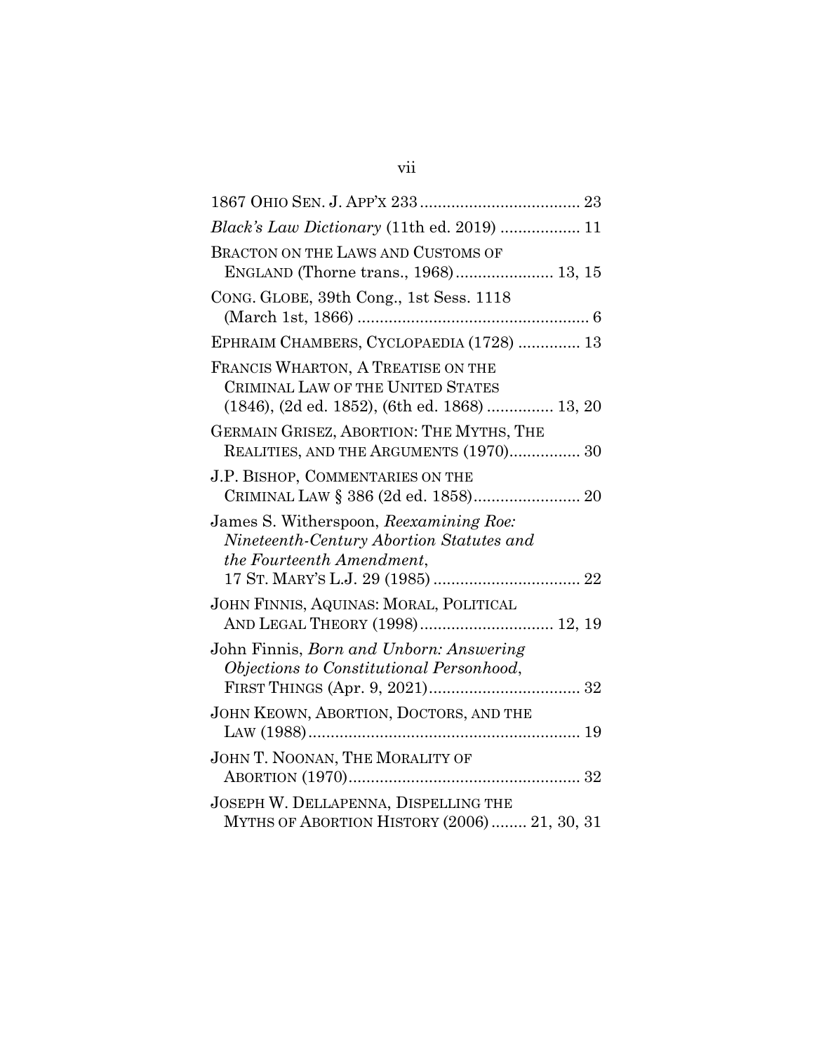1867 OHIO SEN. J. APP'X 233 .................................... 23

*Black's Law Dictionary* (11th ed. 2019) .................. 11

BRACTON ON THE LAWS AND CUSTOMS OF ENGLAND (Thorne trans., 1968) ...................... 13, 15

CONG. GLOBE, 39th Cong., 1st Sess. 1118 (March 1st, 1866) .................................................... 6

EPHRAIM CHAMBERS, CYCLOPAEDIA (1728) .............. 13

FRANCIS WHARTON, A TREATISE ON THE CRIMINAL LAW OF THE UNITED STATES (1846), (2d ed. 1852), (6th ed. 1868) ............... 13, 20

GERMAIN GRISEZ, ABORTION: THE MYTHS, THE REALITIES, AND THE ARGUMENTS (1970)................ 30

J.P. BISHOP, COMMENTARIES ON THE CRIMINAL LAW § 386 (2d ed. 1858)........................ 20

James S. Witherspoon, *Reexamining Roe: Nineteenth-Century Abortion Statutes and the Fourteenth Amendment*, 17 ST. MARY'S L.J. 29 (1985) ................................. 22

JOHN FINNIS, AQUINAS: MORAL, POLITICAL AND LEGAL THEORY (1998).............................. 12, 19

John Finnis, *Born and Unborn: Answering Objections to Constitutional Personhood*, FIRST THINGS (Apr. 9, 2021).................................. 32

JOHN KEOWN, ABORTION, DOCTORS, AND THE LAW (1988)............................................................. 19

JOHN T. NOONAN, THE MORALITY OF ABORTION (1970).................................................... 32

JOSEPH W. DELLAPENNA, DISPELLING THE MYTHS OF ABORTION HISTORY (2006)........ 21, 30, 31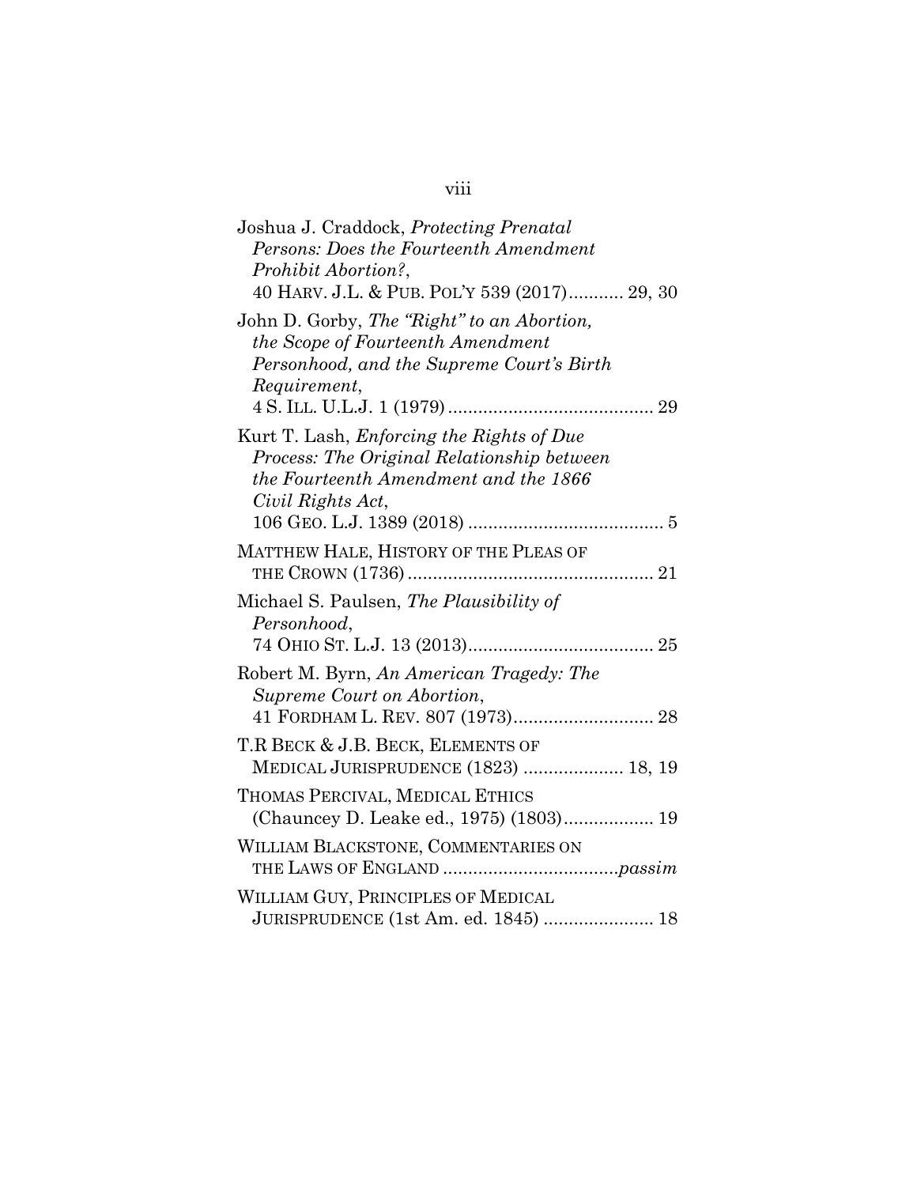Joshua J. Craddock, *Protecting Prenatal Persons: Does the Fourteenth Amendment Prohibit Abortion?*, 40 HARV. J.L. & PUB. POL'Y 539 (2017)........... 29, 30

John D. Gorby, *The "Right" to an Abortion, the Scope of Fourteenth Amendment Personhood, and the Supreme Court's Birth Requirement*, 4 S. ILL. U.L.J. 1 (1979)......................................... 29

Kurt T. Lash, *Enforcing the Rights of Due Process: The Original Relationship between the Fourteenth Amendment and the 1866 Civil Rights Act*, 106 GEO. L.J. 1389 (2018)....................................... 5

MATTHEW HALE, HISTORY OF THE PLEAS OF THE CROWN (1736)................................................. 21

Michael S. Paulsen, *The Plausibility of Personhood*, 74 OHIO ST. L.J. 13 (2013)..................................... 25

Robert M. Byrn, *An American Tragedy: The Supreme Court on Abortion*, 41 FORDHAM L. REV. 807 (1973)............................ 28

T.R BECK & J.B. BECK, ELEMENTS OF MEDICAL JURISPRUDENCE (1823) .................... 18, 19

THOMAS PERCIVAL, MEDICAL ETHICS (Chauncey D. Leake ed., 1975) (1803).................. 19

WILLIAM BLACKSTONE, COMMENTARIES ON THE LAWS OF ENGLAND ..................................*passim*

WILLIAM GUY, PRINCIPLES OF MEDICAL JURISPRUDENCE (1st Am. ed. 1845) ...................... 18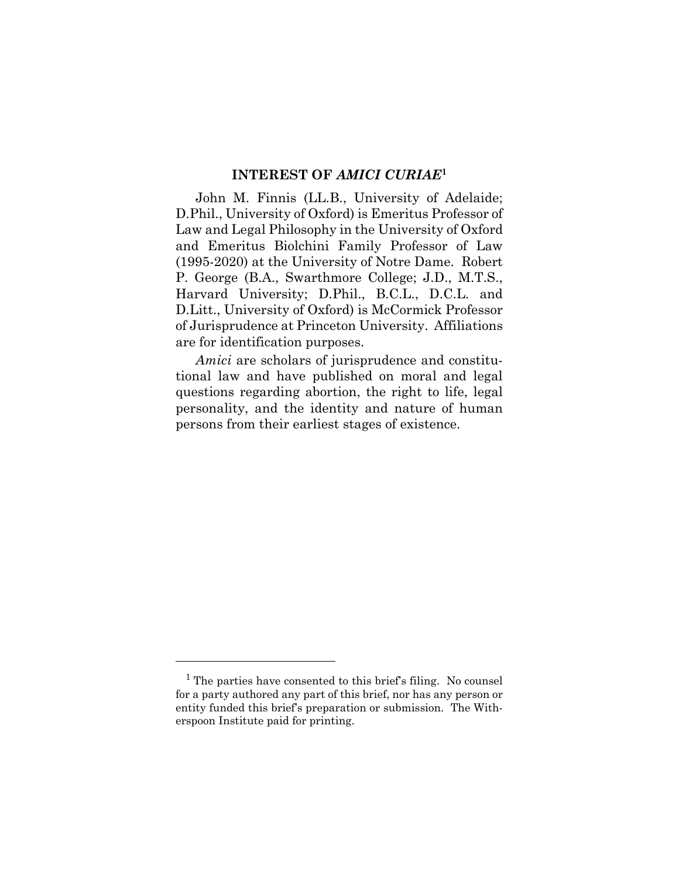## INTEREST OF *AMICI CURIAE*[1]

John M. Finnis (LL.B., University of Adelaide; D.Phil., University of Oxford) is Emeritus Professor of Law and Legal Philosophy in the University of Oxford and Emeritus Biolchini Family Professor of Law (1995-2020) at the University of Notre Dame. Robert P. George (B.A., Swarthmore College; J.D., M.T.S., Harvard University; D.Phil., B.C.L., D.C.L. and D.Litt., University of Oxford) is McCormick Professor of Jurisprudence at Princeton University. Affiliations are for identification purposes.

*Amici* are scholars of jurisprudence and constitutional law and have published on moral and legal questions regarding abortion, the right to life, legal personality, and the identity and nature of human persons from their earliest stages of existence.

---

[1] The parties have consented to this brief's filing. No counsel for a party authored any part of this brief, nor has any person or entity funded this brief's preparation or submission. The Witherspoon Institute paid for printing.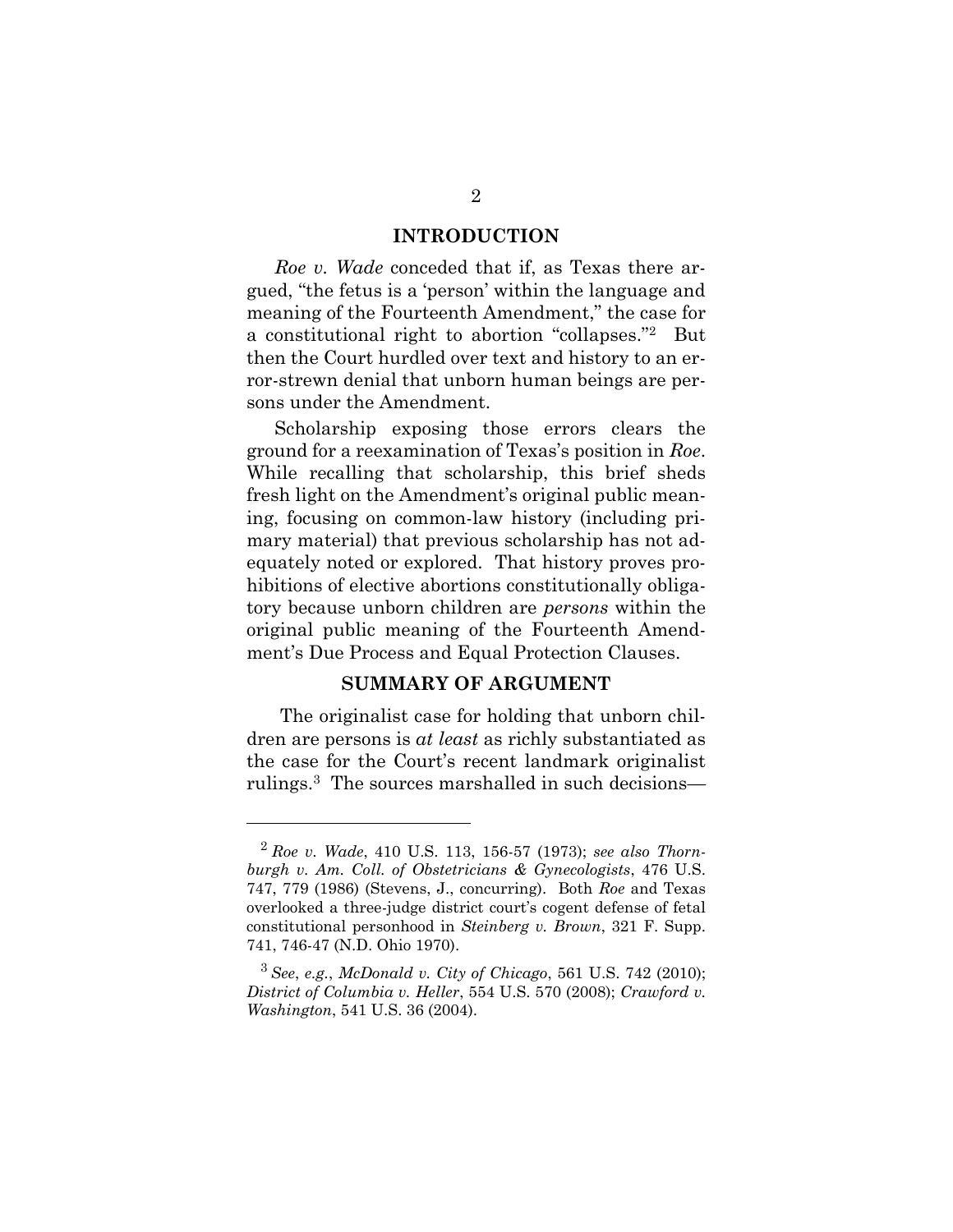## INTRODUCTION

*Roe v. Wade* conceded that if, as Texas there argued, "the fetus is a 'person' within the language and meaning of the Fourteenth Amendment," the case for a constitutional right to abortion "collapses."[2] But then the Court hurdled over text and history to an error-strewn denial that unborn human beings are persons under the Amendment.

Scholarship exposing those errors clears the ground for a reexamination of Texas's position in *Roe*. While recalling that scholarship, this brief sheds fresh light on the Amendment's original public meaning, focusing on common-law history (including primary material) that previous scholarship has not adequately noted or explored. That history proves prohibitions of elective abortions constitutionally obligatory because unborn children are *persons* within the original public meaning of the Fourteenth Amendment's Due Process and Equal Protection Clauses.

## SUMMARY OF ARGUMENT

The originalist case for holding that unborn children are persons is *at least* as richly substantiated as the case for the Court's recent landmark originalist rulings.[3] The sources marshalled in such decisions—

---

[2] *Roe v. Wade*, 410 U.S. 113, 156-57 (1973); *see also Thornburgh v. Am. Coll. of Obstetricians & Gynecologists*, 476 U.S. 747, 779 (1986) (Stevens, J., concurring). Both *Roe* and Texas overlooked a three-judge district court's cogent defense of fetal constitutional personhood in *Steinberg v. Brown*, 321 F. Supp. 741, 746-47 (N.D. Ohio 1970).

[3] *See*, *e.g.*, *McDonald v. City of Chicago*, 561 U.S. 742 (2010); *District of Columbia v. Heller*, 554 U.S. 570 (2008); *Crawford v. Washington*, 541 U.S. 36 (2004).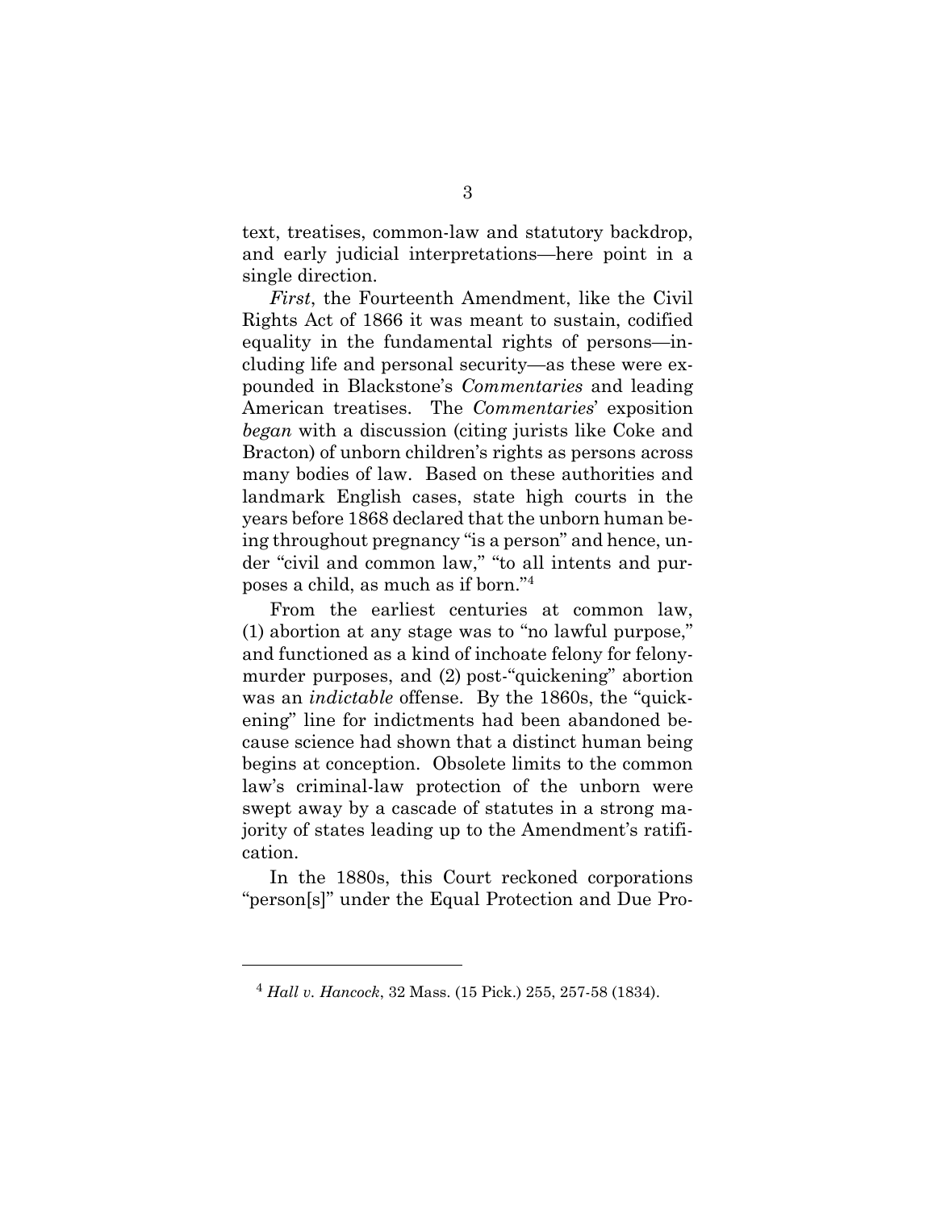text, treatises, common-law and statutory backdrop, and early judicial interpretations—here point in a single direction.

*First*, the Fourteenth Amendment, like the Civil Rights Act of 1866 it was meant to sustain, codified equality in the fundamental rights of persons—including life and personal security—as these were expounded in Blackstone's *Commentaries* and leading American treatises. The *Commentaries*' exposition *began* with a discussion (citing jurists like Coke and Bracton) of unborn children's rights as persons across many bodies of law. Based on these authorities and landmark English cases, state high courts in the years before 1868 declared that the unborn human being throughout pregnancy "is a person" and hence, under "civil and common law," "to all intents and purposes a child, as much as if born."[4]

From the earliest centuries at common law, (1) abortion at any stage was to "no lawful purpose," and functioned as a kind of inchoate felony for felony-murder purposes, and (2) post-"quickening" abortion was an *indictable* offense. By the 1860s, the "quickening" line for indictments had been abandoned because science had shown that a distinct human being begins at conception. Obsolete limits to the common law's criminal-law protection of the unborn were swept away by a cascade of statutes in a strong majority of states leading up to the Amendment's ratification.

In the 1880s, this Court reckoned corporations "person[s]" under the Equal Protection and Due Pro-

---

[4] *Hall v. Hancock*, 32 Mass. (15 Pick.) 255, 257-58 (1834).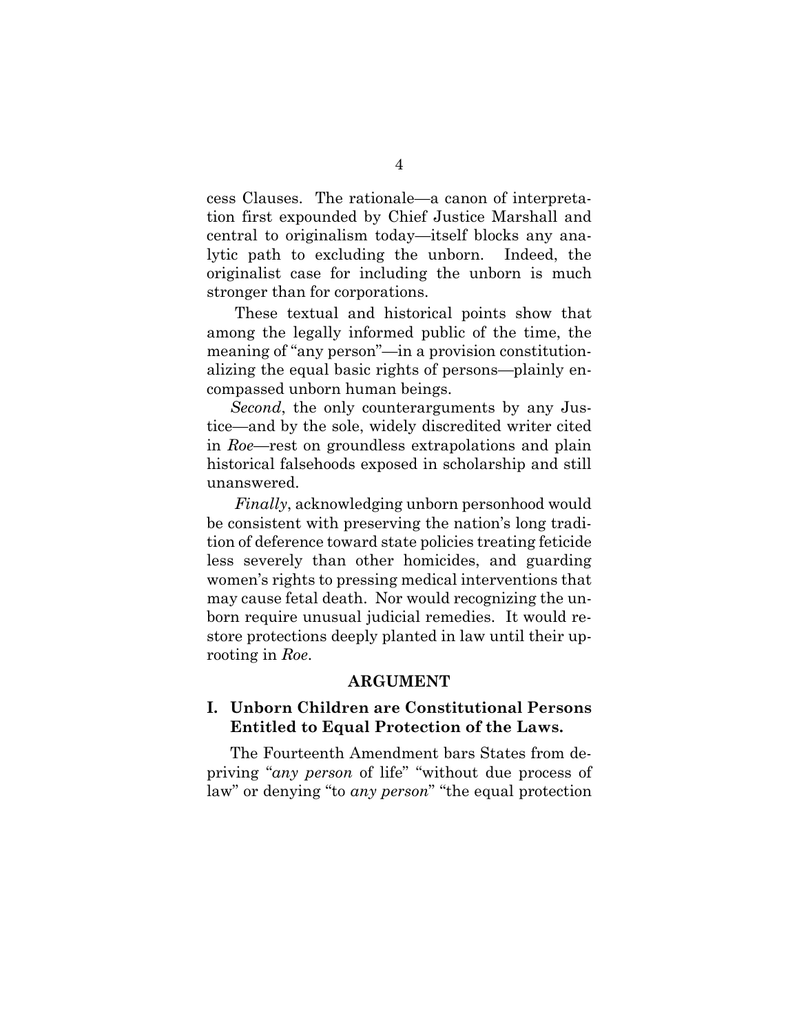cess Clauses. The rationale—a canon of interpretation first expounded by Chief Justice Marshall and central to originalism today—itself blocks any analytic path to excluding the unborn. Indeed, the originalist case for including the unborn is much stronger than for corporations.

These textual and historical points show that among the legally informed public of the time, the meaning of "any person"—in a provision constitutionalizing the equal basic rights of persons—plainly encompassed unborn human beings.

*Second*, the only counterarguments by any Justice—and by the sole, widely discredited writer cited in *Roe*—rest on groundless extrapolations and plain historical falsehoods exposed in scholarship and still unanswered.

*Finally*, acknowledging unborn personhood would be consistent with preserving the nation's long tradition of deference toward state policies treating feticide less severely than other homicides, and guarding women's rights to pressing medical interventions that may cause fetal death. Nor would recognizing the unborn require unusual judicial remedies. It would restore protections deeply planted in law until their uprooting in *Roe*.

## ARGUMENT

### I. Unborn Children are Constitutional Persons Entitled to Equal Protection of the Laws.

The Fourteenth Amendment bars States from depriving "*any person* of life" "without due process of law" or denying "to *any person*" "the equal protection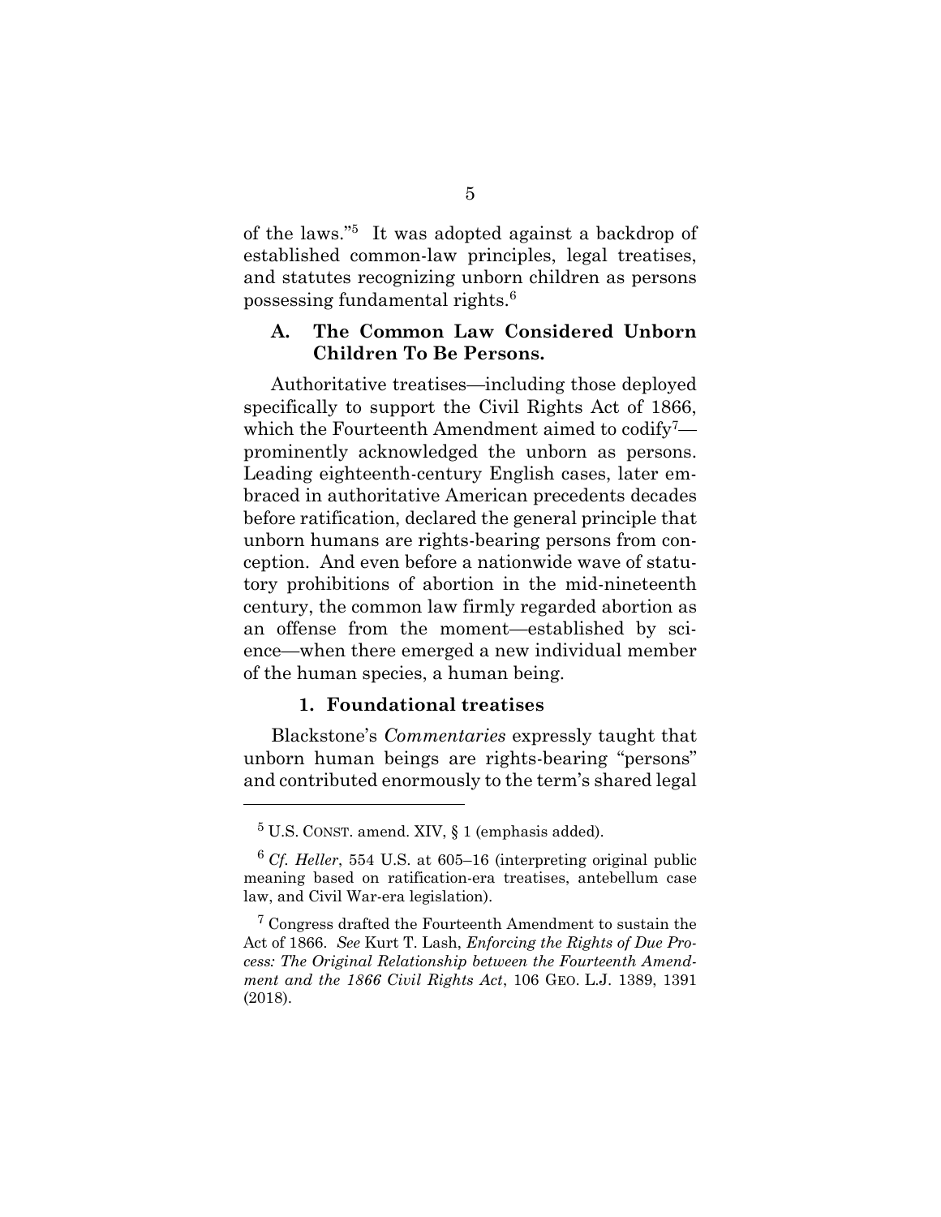of the laws."[5] It was adopted against a backdrop of established common-law principles, legal treatises, and statutes recognizing unborn children as persons possessing fundamental rights.[6]

### A. The Common Law Considered Unborn Children To Be Persons.

Authoritative treatises—including those deployed specifically to support the Civil Rights Act of 1866, which the Fourteenth Amendment aimed to codify[7]—prominently acknowledged the unborn as persons. Leading eighteenth-century English cases, later embraced in authoritative American precedents decades before ratification, declared the general principle that unborn humans are rights-bearing persons from conception. And even before a nationwide wave of statutory prohibitions of abortion in the mid-nineteenth century, the common law firmly regarded abortion as an offense from the moment—established by science—when there emerged a new individual member of the human species, a human being.

#### 1. Foundational treatises

Blackstone's *Commentaries* expressly taught that unborn human beings are rights-bearing "persons" and contributed enormously to the term's shared legal

---

[5] U.S. CONST. amend. XIV, § 1 (emphasis added).

[6] *Cf. Heller*, 554 U.S. at 605–16 (interpreting original public meaning based on ratification-era treatises, antebellum case law, and Civil War-era legislation).

[7] Congress drafted the Fourteenth Amendment to sustain the Act of 1866. *See* Kurt T. Lash, *Enforcing the Rights of Due Process: The Original Relationship between the Fourteenth Amendment and the 1866 Civil Rights Act*, 106 GEO. L.J. 1389, 1391 (2018).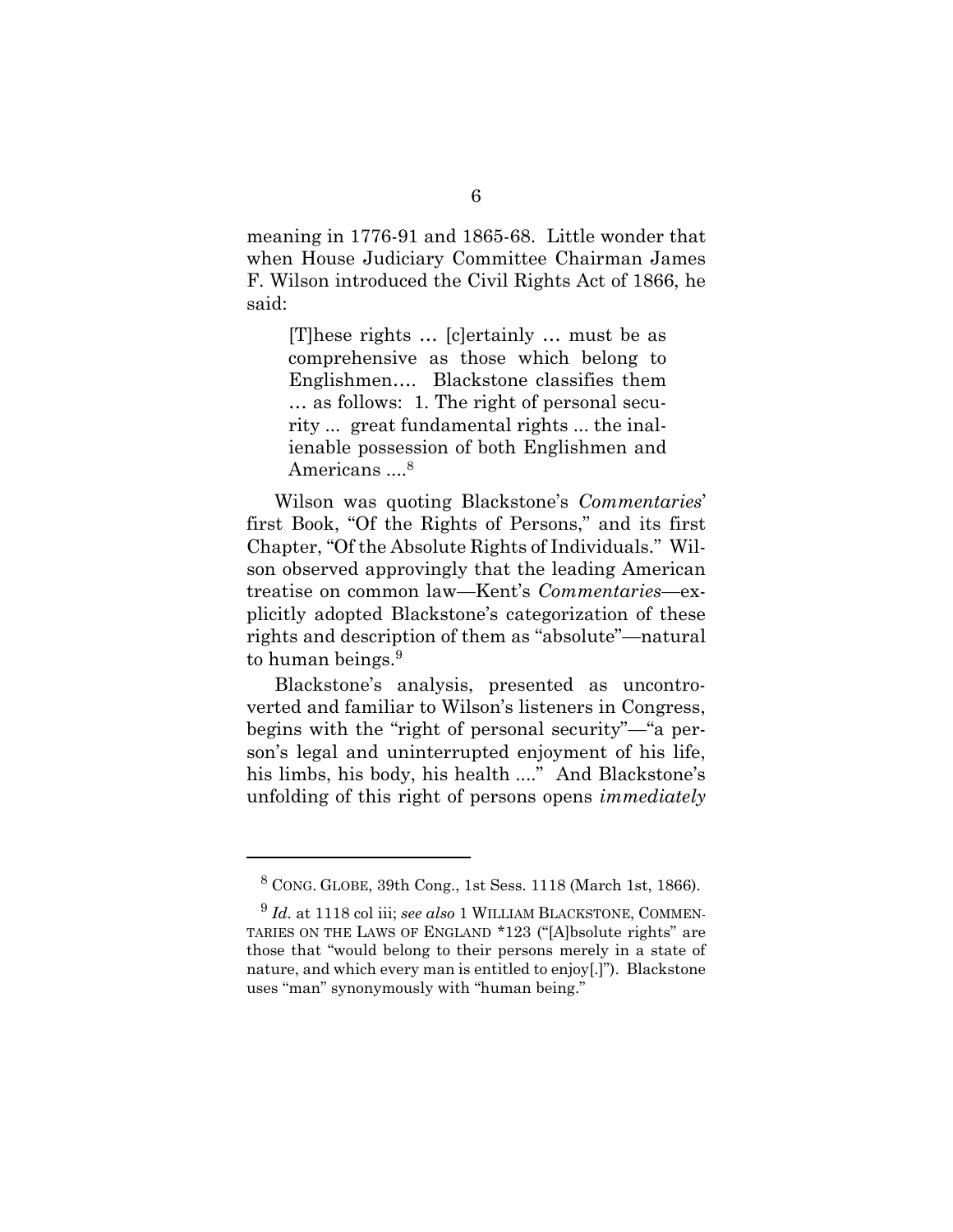meaning in 1776-91 and 1865-68. Little wonder that when House Judiciary Committee Chairman James F. Wilson introduced the Civil Rights Act of 1866, he said:

> [T]hese rights … [c]ertainly … must be as comprehensive as those which belong to Englishmen…. Blackstone classifies them … as follows: 1. The right of personal security ... great fundamental rights ... the inalienable possession of both Englishmen and Americans ....[8]

Wilson was quoting Blackstone's *Commentaries*' first Book, "Of the Rights of Persons," and its first Chapter, "Of the Absolute Rights of Individuals." Wilson observed approvingly that the leading American treatise on common law—Kent's *Commentaries*—explicitly adopted Blackstone's categorization of these rights and description of them as "absolute"—natural to human beings.[9]

Blackstone's analysis, presented as uncontroverted and familiar to Wilson's listeners in Congress, begins with the "right of personal security"—"a person's legal and uninterrupted enjoyment of his life, his limbs, his body, his health ...." And Blackstone's unfolding of this right of persons opens *immediately*

---

[8] CONG. GLOBE, 39th Cong., 1st Sess. 1118 (March 1st, 1866).

[9] *Id.* at 1118 col iii; *see also* 1 WILLIAM BLACKSTONE, COMMENTARIES ON THE LAWS OF ENGLAND *123 ("[A]bsolute rights" are those that "would belong to their persons merely in a state of nature, and which every man is entitled to enjoy[.]"). Blackstone uses "man" synonymously with "human being."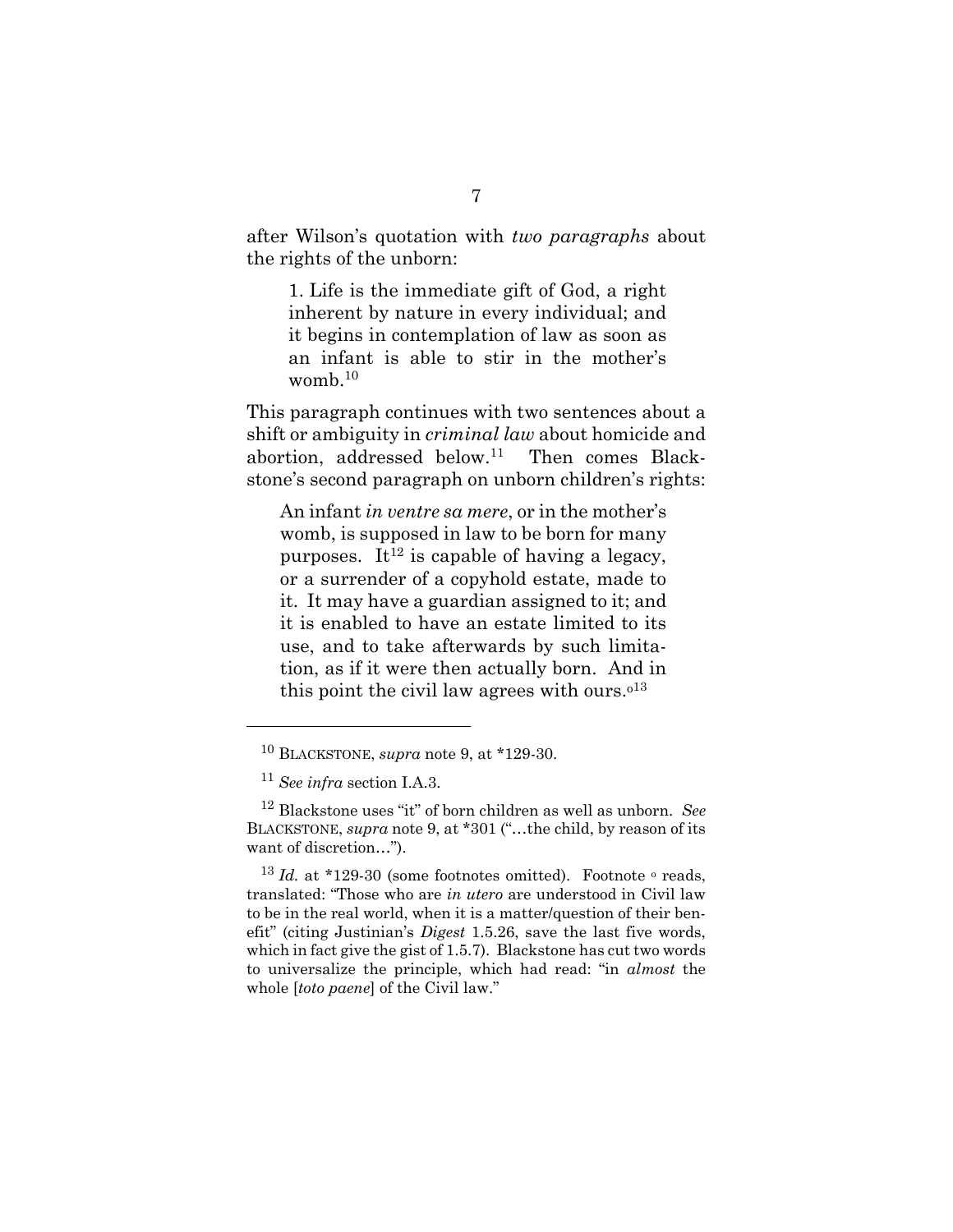after Wilson's quotation with *two paragraphs* about the rights of the unborn:

> 1. Life is the immediate gift of God, a right inherent by nature in every individual; and it begins in contemplation of law as soon as an infant is able to stir in the mother's womb.[10]

This paragraph continues with two sentences about a shift or ambiguity in *criminal law* about homicide and abortion, addressed below.[11] Then comes Blackstone's second paragraph on unborn children's rights:

> An infant *in ventre sa mere*, or in the mother's womb, is supposed in law to be born for many purposes. It[12] is capable of having a legacy, or a surrender of a copyhold estate, made to it. It may have a guardian assigned to it; and it is enabled to have an estate limited to its use, and to take afterwards by such limitation, as if it were then actually born. And in this point the civil law agrees with ours.[o][13]

---

[10] BLACKSTONE, *supra* note 9, at *129-30.

[11] *See infra* section I.A.3.

[12] Blackstone uses "it" of born children as well as unborn. *See* BLACKSTONE, *supra* note 9, at *301 ("…the child, by reason of its want of discretion…").

[13] *Id.* at *129-30 (some footnotes omitted). Footnote [o] reads, translated: "Those who are *in utero* are understood in Civil law to be in the real world, when it is a matter/question of their benefit" (citing Justinian's *Digest* 1.5.26, save the last five words, which in fact give the gist of 1.5.7). Blackstone has cut two words to universalize the principle, which had read: "in *almost* the whole [*toto paene*] of the Civil law."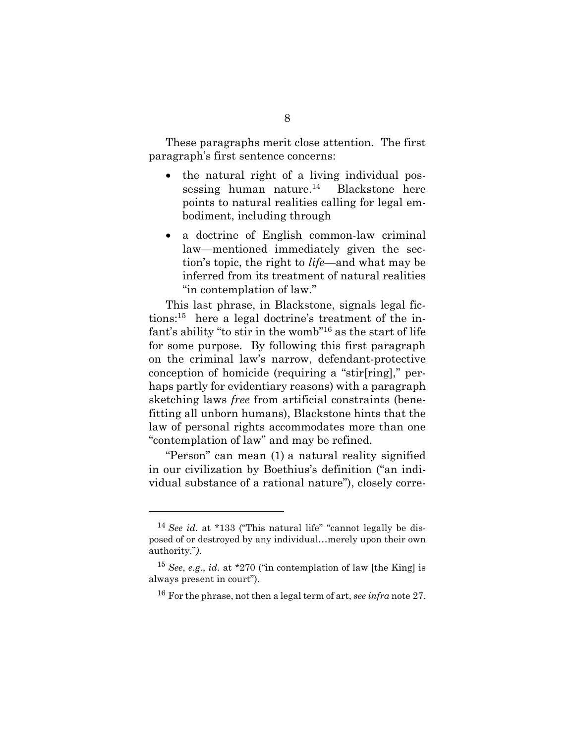These paragraphs merit close attention. The first paragraph's first sentence concerns:

- the natural right of a living individual possessing human nature.[14] Blackstone here points to natural realities calling for legal embodiment, including through
- a doctrine of English common-law criminal law—mentioned immediately given the section's topic, the right to *life*—and what may be inferred from its treatment of natural realities "in contemplation of law."

This last phrase, in Blackstone, signals legal fictions:[15] here a legal doctrine's treatment of the infant's ability "to stir in the womb"[16] as the start of life for some purpose. By following this first paragraph on the criminal law's narrow, defendant-protective conception of homicide (requiring a "stir[ring]," perhaps partly for evidentiary reasons) with a paragraph sketching laws *free* from artificial constraints (benefitting all unborn humans), Blackstone hints that the law of personal rights accommodates more than one "contemplation of law" and may be refined.

"Person" can mean (1) a natural reality signified in our civilization by Boethius's definition ("an individual substance of a rational nature"), closely corre-

---

[14] *See id.* at *133 ("This natural life" "cannot legally be disposed of or destroyed by any individual…merely upon their own authority.").

[15] *See*, *e.g.*, *id.* at *270 ("in contemplation of law [the King] is always present in court").

[16] For the phrase, not then a legal term of art, *see infra* note 27.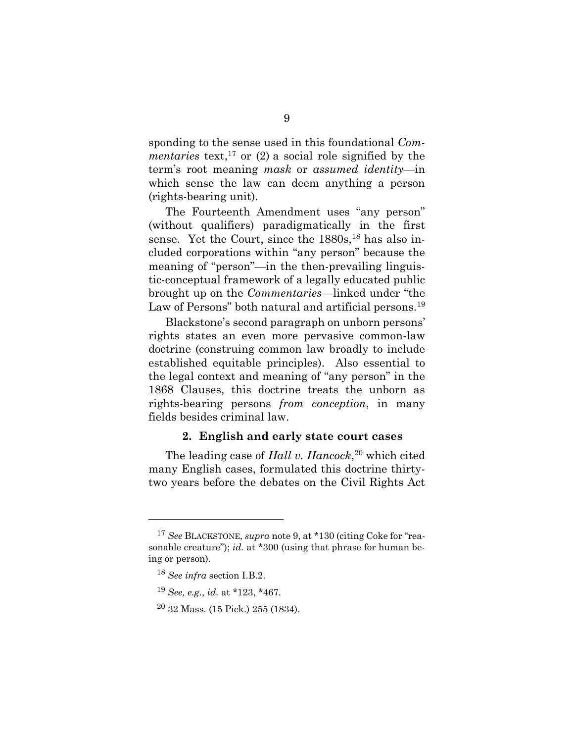sponding to the sense used in this foundational *Commentaries* text,[17] or (2) a social role signified by the term's root meaning *mask* or *assumed identity*—in which sense the law can deem anything a person (rights-bearing unit).

The Fourteenth Amendment uses "any person" (without qualifiers) paradigmatically in the first sense. Yet the Court, since the 1880s,[18] has also included corporations within "any person" because the meaning of "person"—in the then-prevailing linguistic-conceptual framework of a legally educated public brought up on the *Commentaries*—linked under "the Law of Persons" both natural and artificial persons.[19]

Blackstone's second paragraph on unborn persons' rights states an even more pervasive common-law doctrine (construing common law broadly to include established equitable principles). Also essential to the legal context and meaning of "any person" in the 1868 Clauses, this doctrine treats the unborn as rights-bearing persons *from conception*, in many fields besides criminal law.

#### 2. English and early state court cases

The leading case of *Hall v. Hancock*,[20] which cited many English cases, formulated this doctrine thirty-two years before the debates on the Civil Rights Act

---

[17] *See* BLACKSTONE, *supra* note 9, at *130 (citing Coke for "reasonable creature"); *id.* at *300 (using that phrase for human being or person).

[18] *See infra* section I.B.2.

[19] *See, e.g.*, *id.* at *123, *467.

[20] 32 Mass. (15 Pick.) 255 (1834).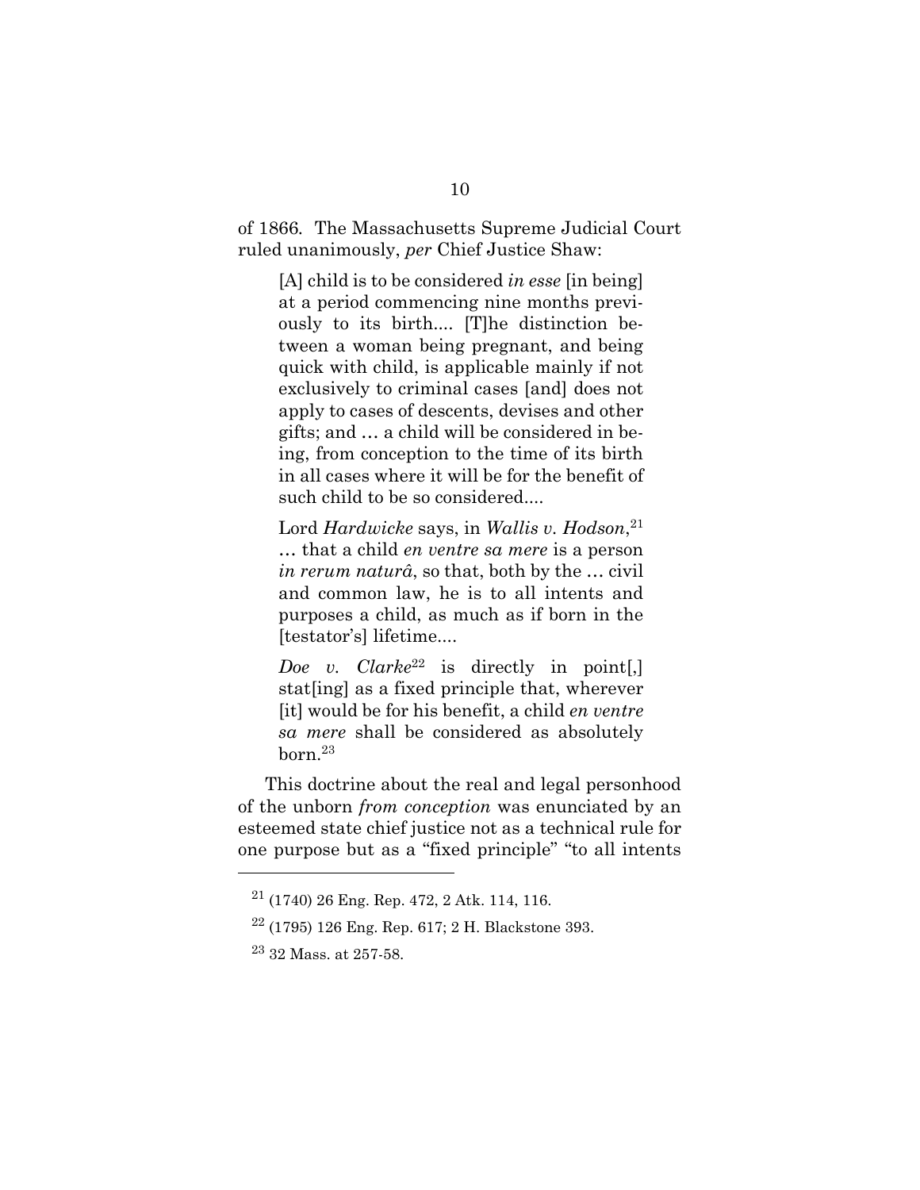of 1866. The Massachusetts Supreme Judicial Court ruled unanimously, *per* Chief Justice Shaw:

> [A] child is to be considered *in esse* [in being] at a period commencing nine months previously to its birth.... [T]he distinction between a woman being pregnant, and being quick with child, is applicable mainly if not exclusively to criminal cases [and] does not apply to cases of descents, devises and other gifts; and … a child will be considered in being, from conception to the time of its birth in all cases where it will be for the benefit of such child to be so considered....
>
> Lord *Hardwicke* says, in *Wallis v. Hodson*,[21] … that a child *en ventre sa mere* is a person *in rerum naturâ*, so that, both by the … civil and common law, he is to all intents and purposes a child, as much as if born in the [testator's] lifetime....
>
> *Doe v. Clarke*[22] is directly in point[,] stat[ing] as a fixed principle that, wherever [it] would be for his benefit, a child *en ventre sa mere* shall be considered as absolutely born.[23]

This doctrine about the real and legal personhood of the unborn *from conception* was enunciated by an esteemed state chief justice not as a technical rule for one purpose but as a "fixed principle" "to all intents

---

[21] (1740) 26 Eng. Rep. 472, 2 Atk. 114, 116.

[22] (1795) 126 Eng. Rep. 617; 2 H. Blackstone 393.

[23] 32 Mass. at 257-58.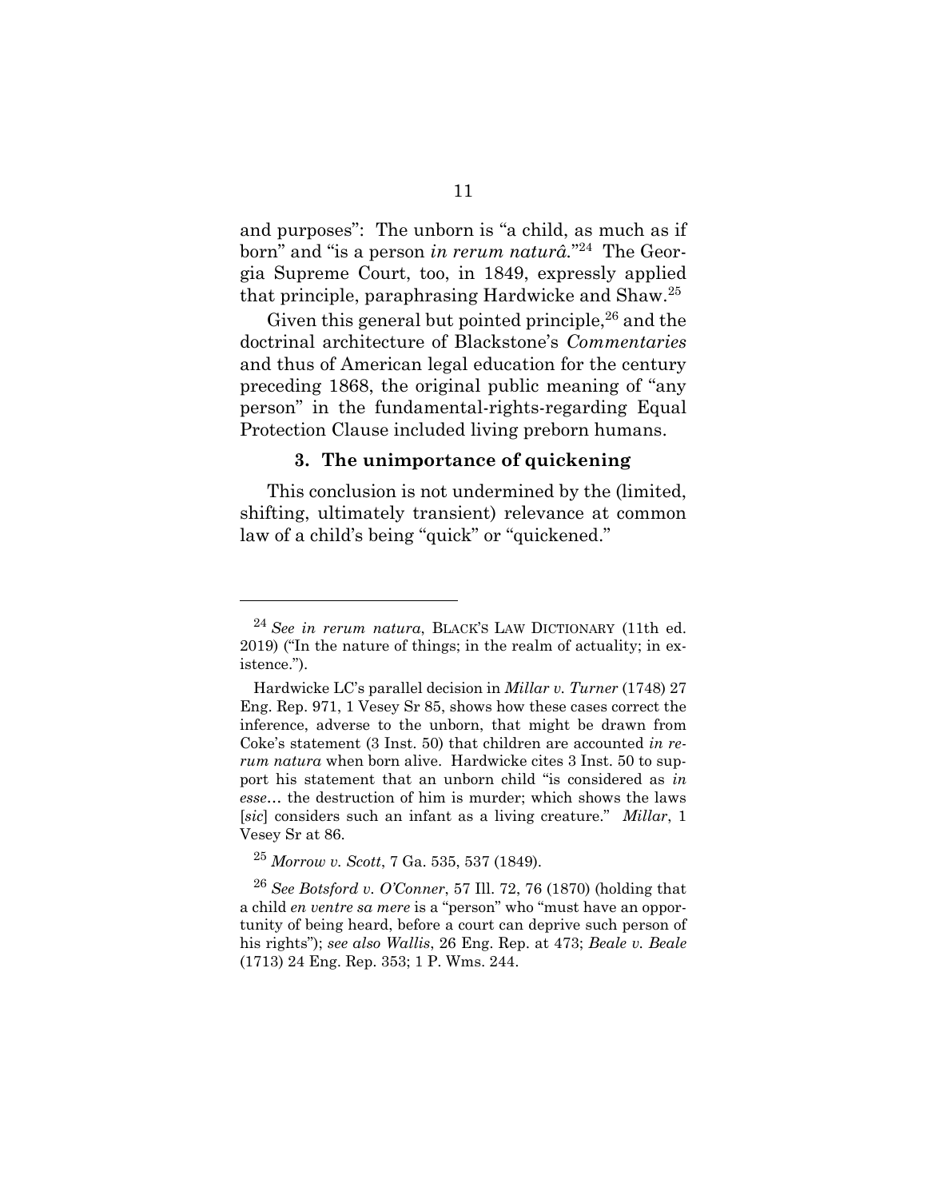and purposes": The unborn is "a child, as much as if born" and "is a person *in rerum naturâ*."[24] The Georgia Supreme Court, too, in 1849, expressly applied that principle, paraphrasing Hardwicke and Shaw.[25]

Given this general but pointed principle,[26] and the doctrinal architecture of Blackstone's *Commentaries* and thus of American legal education for the century preceding 1868, the original public meaning of "any person" in the fundamental-rights-regarding Equal Protection Clause included living preborn humans.

### 3. The unimportance of quickening

This conclusion is not undermined by the (limited, shifting, ultimately transient) relevance at common law of a child's being "quick" or "quickened."

---

[24] *See in rerum natura*, BLACK'S LAW DICTIONARY (11th ed. 2019) ("In the nature of things; in the realm of actuality; in existence.").

Hardwicke LC's parallel decision in *Millar v. Turner* (1748) 27 Eng. Rep. 971, 1 Vesey Sr 85, shows how these cases correct the inference, adverse to the unborn, that might be drawn from Coke's statement (3 Inst. 50) that children are accounted *in rerum natura* when born alive. Hardwicke cites 3 Inst. 50 to support his statement that an unborn child "is considered as *in esse*… the destruction of him is murder; which shows the laws [*sic*] considers such an infant as a living creature." *Millar*, 1 Vesey Sr at 86.

[25] *Morrow v. Scott*, 7 Ga. 535, 537 (1849).

[26] *See Botsford v. O'Conner*, 57 Ill. 72, 76 (1870) (holding that a child *en ventre sa mere* is a "person" who "must have an opportunity of being heard, before a court can deprive such person of his rights"); *see also Wallis*, 26 Eng. Rep. at 473; *Beale v. Beale* (1713) 24 Eng. Rep. 353; 1 P. Wms. 244.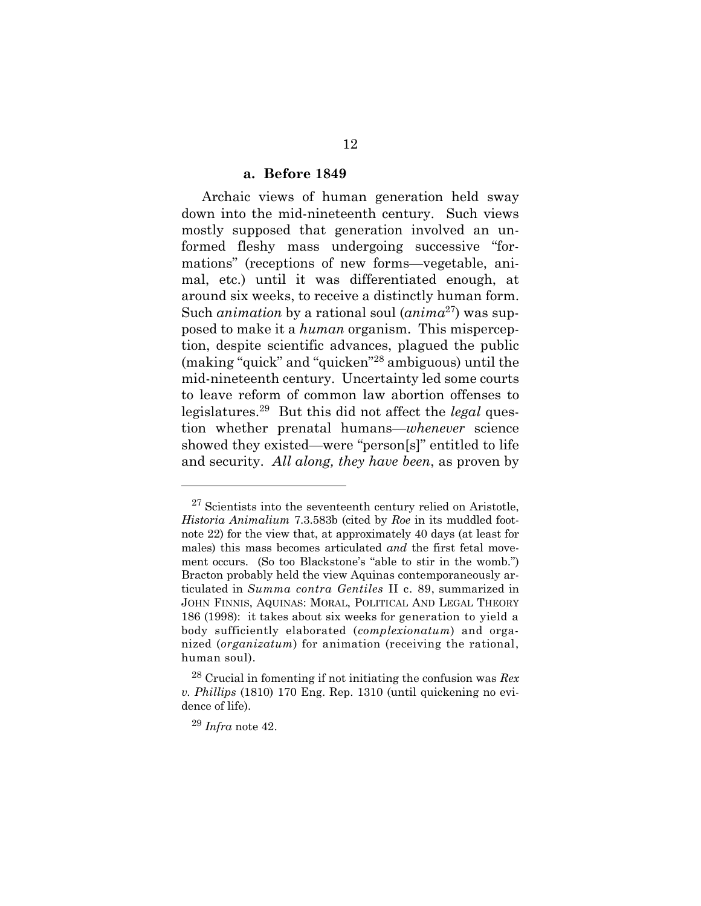#### a. Before 1849

Archaic views of human generation held sway down into the mid-nineteenth century. Such views mostly supposed that generation involved an unformed fleshy mass undergoing successive "formations" (receptions of new forms—vegetable, animal, etc.) until it was differentiated enough, at around six weeks, to receive a distinctly human form. Such *animation* by a rational soul (*anima*[27]) was supposed to make it a *human* organism. This misperception, despite scientific advances, plagued the public (making "quick" and "quicken"[28] ambiguous) until the mid-nineteenth century. Uncertainty led some courts to leave reform of common law abortion offenses to legislatures.[29] But this did not affect the *legal* question whether prenatal humans—*whenever* science showed they existed—were "person[s]" entitled to life and security. *All along, they have been*, as proven by

---

[27] Scientists into the seventeenth century relied on Aristotle, *Historia Animalium* 7.3.583b (cited by *Roe* in its muddled footnote 22) for the view that, at approximately 40 days (at least for males) this mass becomes articulated *and* the first fetal movement occurs. (So too Blackstone's "able to stir in the womb.") Bracton probably held the view Aquinas contemporaneously articulated in *Summa contra Gentiles* II c. 89, summarized in JOHN FINNIS, AQUINAS: MORAL, POLITICAL AND LEGAL THEORY 186 (1998): it takes about six weeks for generation to yield a body sufficiently elaborated (*complexionatum*) and organized (*organizatum*) for animation (receiving the rational, human soul).

[28] Crucial in fomenting if not initiating the confusion was *Rex v. Phillips* (1810) 170 Eng. Rep. 1310 (until quickening no evidence of life).

[29] *Infra* note 42.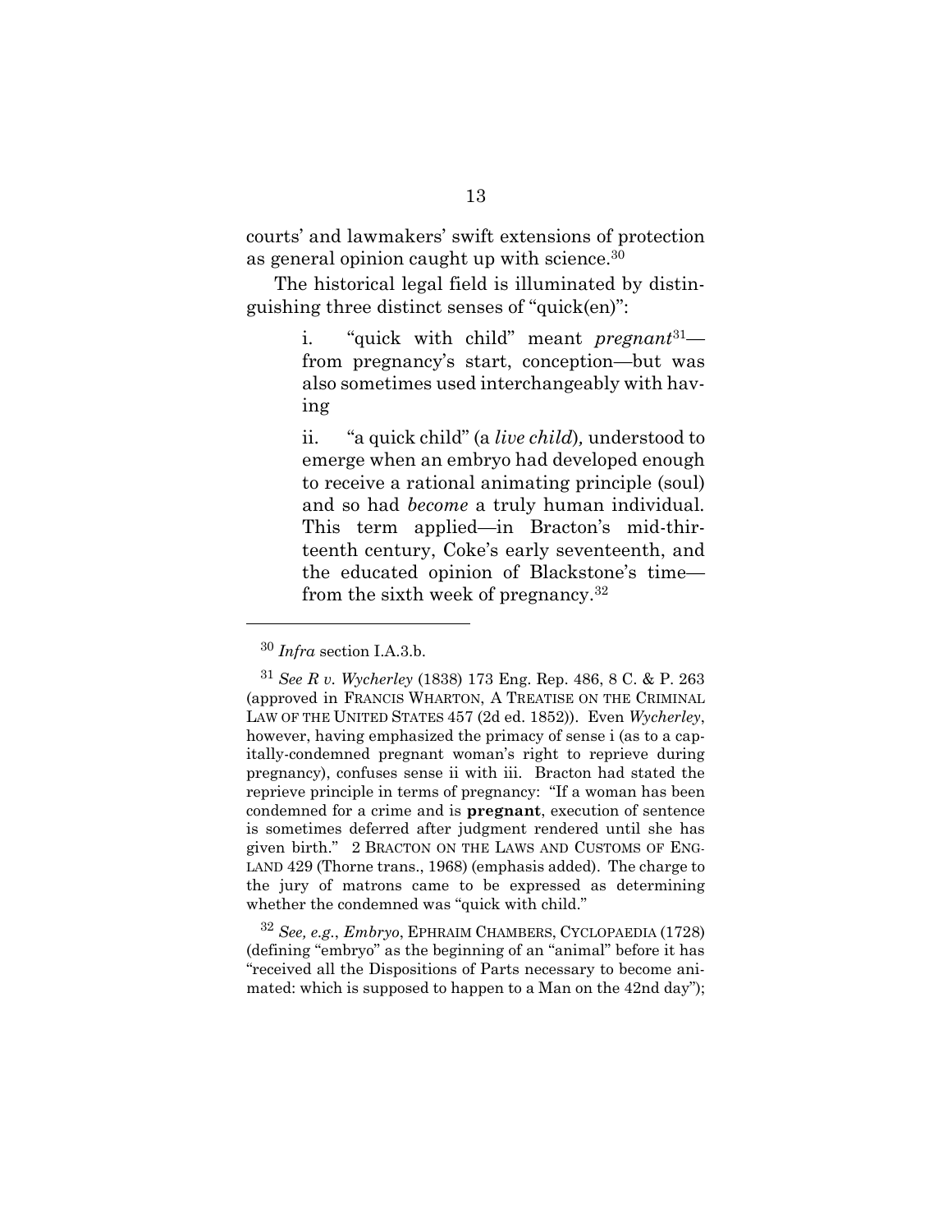courts' and lawmakers' swift extensions of protection as general opinion caught up with science.[30]

The historical legal field is illuminated by distinguishing three distinct senses of "quick(en)":

> i. "quick with child" meant *pregnant*[31]—from pregnancy's start, conception—but was also sometimes used interchangeably with having
>
> ii. "a quick child" (a *live child*), understood to emerge when an embryo had developed enough to receive a rational animating principle (soul) and so had *become* a truly human individual. This term applied—in Bracton's mid-thirteenth century, Coke's early seventeenth, and the educated opinion of Blackstone's time—from the sixth week of pregnancy.[32]

---

[30] *Infra* section I.A.3.b.

[31] *See R v. Wycherley* (1838) 173 Eng. Rep. 486, 8 C. & P. 263 (approved in FRANCIS WHARTON, A TREATISE ON THE CRIMINAL LAW OF THE UNITED STATES 457 (2d ed. 1852)). Even *Wycherley*, however, having emphasized the primacy of sense i (as to a capitally-condemned pregnant woman's right to reprieve during pregnancy), confuses sense ii with iii. Bracton had stated the reprieve principle in terms of pregnancy: "If a woman has been condemned for a crime and is **pregnant**, execution of sentence is sometimes deferred after judgment rendered until she has given birth." 2 BRACTON ON THE LAWS AND CUSTOMS OF ENGLAND 429 (Thorne trans., 1968) (emphasis added). The charge to the jury of matrons came to be expressed as determining whether the condemned was "quick with child."

[32] *See, e.g.*, *Embryo*, EPHRAIM CHAMBERS, CYCLOPAEDIA (1728) (defining "embryo" as the beginning of an "animal" before it has "received all the Dispositions of Parts necessary to become animated: which is supposed to happen to a Man on the 42nd day");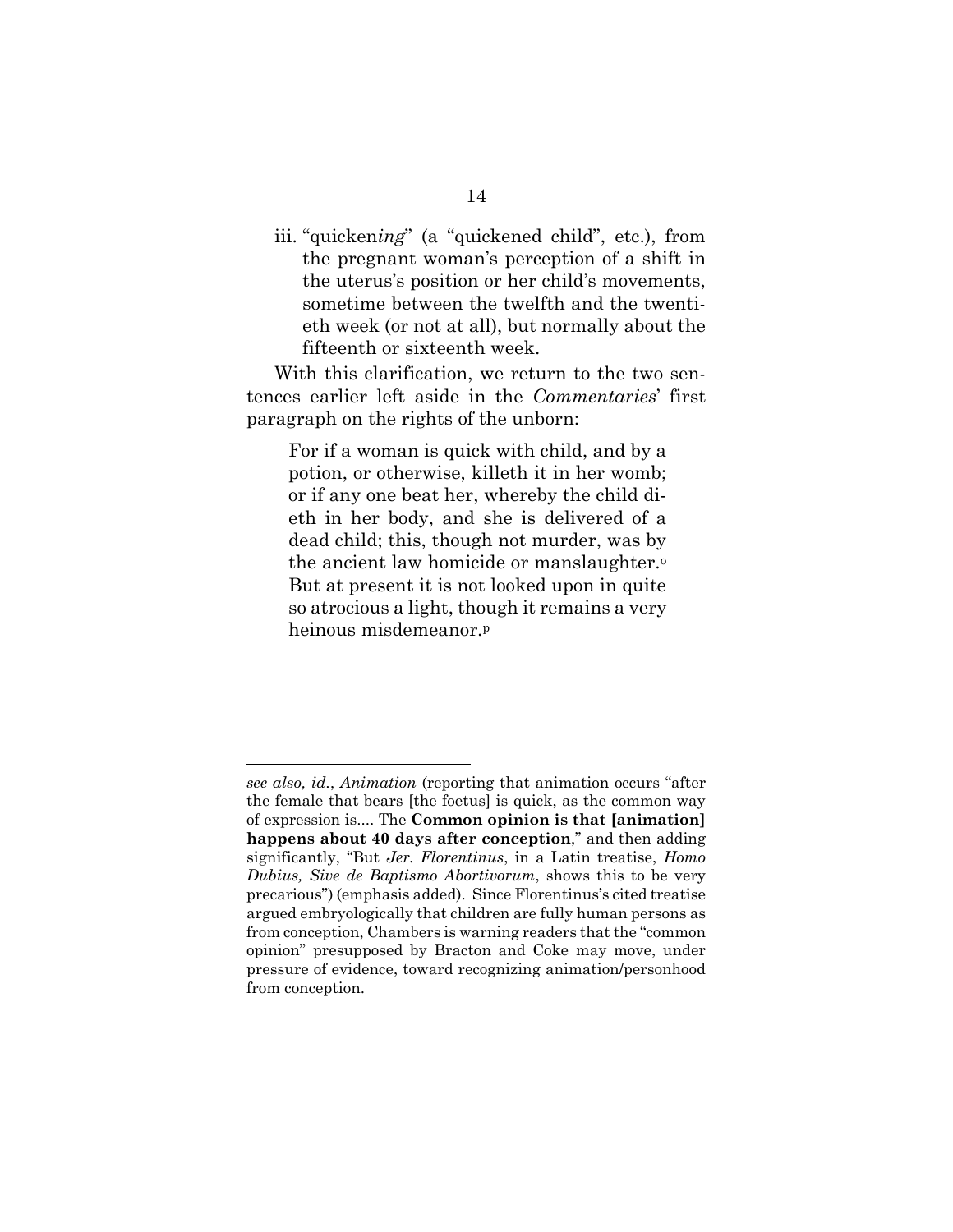iii. "quicken*ing*" (a "quickened child", etc.), from the pregnant woman's perception of a shift in the uterus's position or her child's movements, sometime between the twelfth and the twentieth week (or not at all), but normally about the fifteenth or sixteenth week.

With this clarification, we return to the two sentences earlier left aside in the *Commentaries*' first paragraph on the rights of the unborn:

> For if a woman is quick with child, and by a potion, or otherwise, killeth it in her womb; or if any one beat her, whereby the child dieth in her body, and she is delivered of a dead child; this, though not murder, was by the ancient law homicide or manslaughter.[o] But at present it is not looked upon in quite so atrocious a light, though it remains a very heinous misdemeanor.[p]

---

*see also, id.*, *Animation* (reporting that animation occurs "after the female that bears [the foetus] is quick, as the common way of expression is.... The **Common opinion is that [animation] happens about 40 days after conception**," and then adding significantly, "But *Jer. Florentinus*, in a Latin treatise, *Homo Dubius, Sive de Baptismo Abortivorum*, shows this to be very precarious") (emphasis added). Since Florentinus's cited treatise argued embryologically that children are fully human persons as from conception, Chambers is warning readers that the "common opinion" presupposed by Bracton and Coke may move, under pressure of evidence, toward recognizing animation/personhood from conception.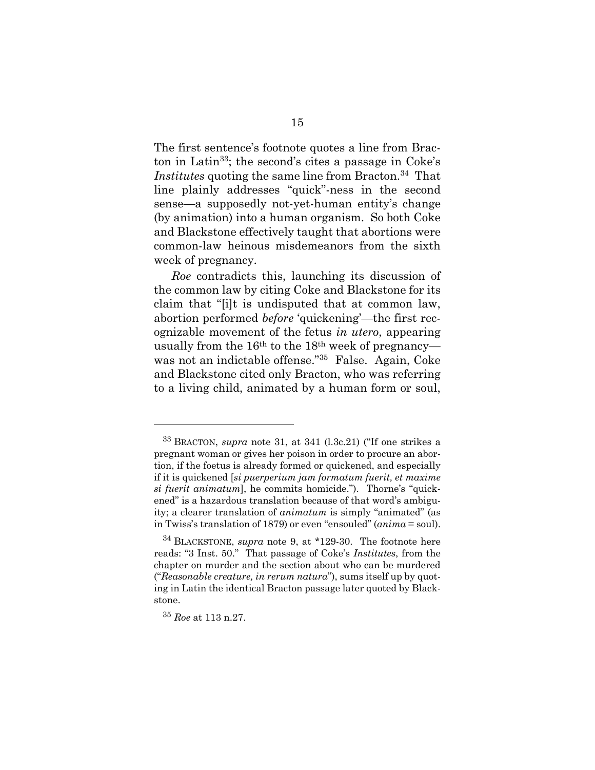The first sentence's footnote quotes a line from Bracton in Latin[33]; the second's cites a passage in Coke's *Institutes* quoting the same line from Bracton.[34] That line plainly addresses "quick"-ness in the second sense—a supposedly not-yet-human entity's change (by animation) into a human organism. So both Coke and Blackstone effectively taught that abortions were common-law heinous misdemeanors from the sixth week of pregnancy.

*Roe* contradicts this, launching its discussion of the common law by citing Coke and Blackstone for its claim that "[i]t is undisputed that at common law, abortion performed *before* 'quickening'—the first recognizable movement of the fetus *in utero*, appearing usually from the 16th to the 18th week of pregnancy—was not an indictable offense."[35] False. Again, Coke and Blackstone cited only Bracton, who was referring to a living child, animated by a human form or soul,

---

[33] BRACTON, *supra* note 31, at 341 (l.3c.21) ("If one strikes a pregnant woman or gives her poison in order to procure an abortion, if the foetus is already formed or quickened, and especially if it is quickened [*si puerperium jam formatum fuerit, et maxime si fuerit animatum*], he commits homicide."). Thorne's "quickened" is a hazardous translation because of that word's ambiguity; a clearer translation of *animatum* is simply "animated" (as in Twiss's translation of 1879) or even "ensouled" (*anima* = soul).

[34] BLACKSTONE, *supra* note 9, at *129-30. The footnote here reads: "3 Inst. 50." That passage of Coke's *Institutes*, from the chapter on murder and the section about who can be murdered ("*Reasonable creature, in rerum natura*"), sums itself up by quoting in Latin the identical Bracton passage later quoted by Blackstone.

[35] *Roe* at 113 n.27.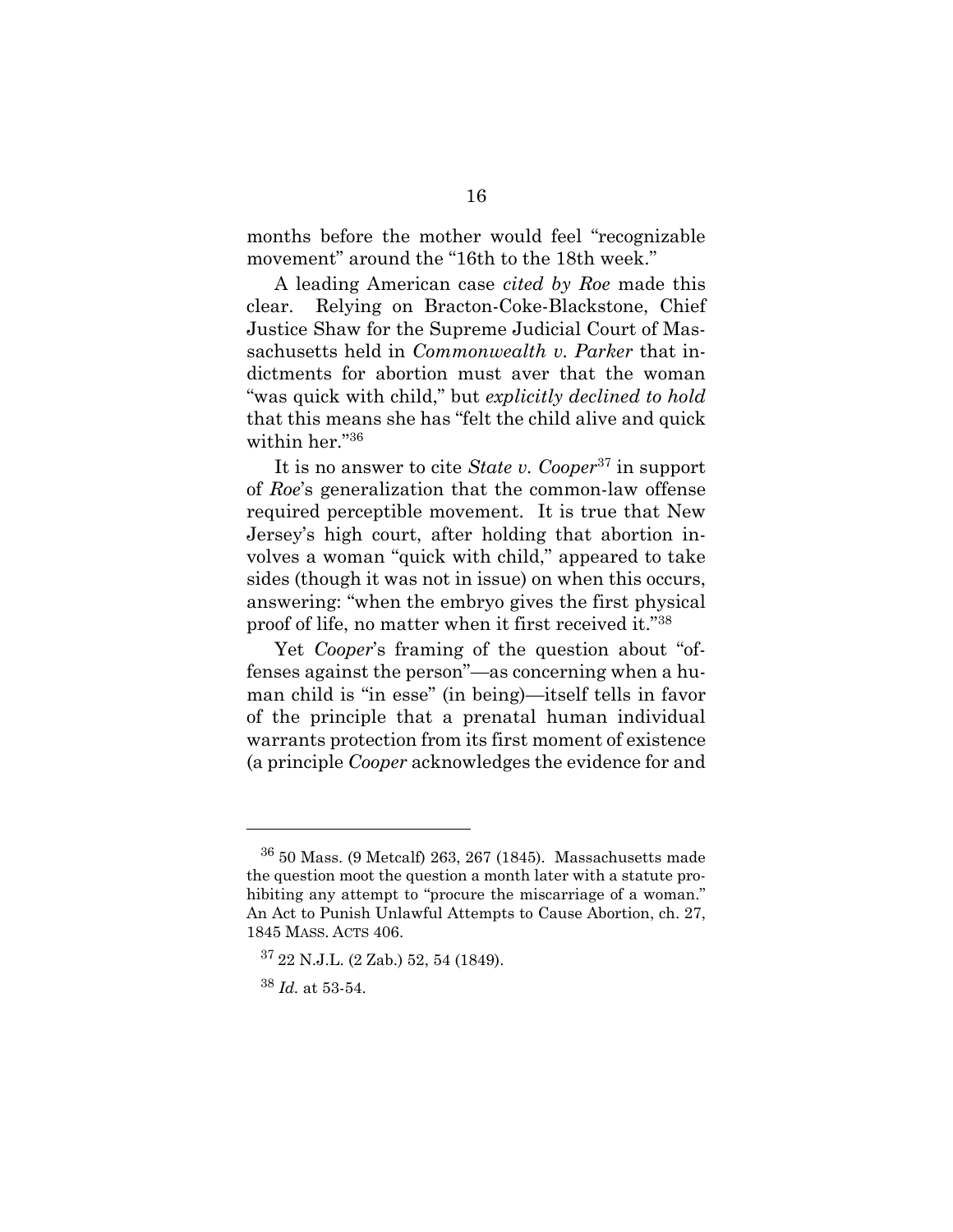months before the mother would feel "recognizable movement" around the "16th to the 18th week."

A leading American case *cited by Roe* made this clear. Relying on Bracton-Coke-Blackstone, Chief Justice Shaw for the Supreme Judicial Court of Massachusetts held in *Commonwealth v. Parker* that indictments for abortion must aver that the woman "was quick with child," but *explicitly declined to hold* that this means she has "felt the child alive and quick within her."[36]

It is no answer to cite *State v. Cooper*[37] in support of *Roe*'s generalization that the common-law offense required perceptible movement. It is true that New Jersey's high court, after holding that abortion involves a woman "quick with child," appeared to take sides (though it was not in issue) on when this occurs, answering: "when the embryo gives the first physical proof of life, no matter when it first received it."[38]

Yet *Cooper*'s framing of the question about "offenses against the person"—as concerning when a human child is "in esse" (in being)—itself tells in favor of the principle that a prenatal human individual warrants protection from its first moment of existence (a principle *Cooper* acknowledges the evidence for and

---

[36] 50 Mass. (9 Metcalf) 263, 267 (1845). Massachusetts made the question moot the question a month later with a statute prohibiting any attempt to "procure the miscarriage of a woman." An Act to Punish Unlawful Attempts to Cause Abortion, ch. 27, 1845 MASS. ACTS 406.

[37] 22 N.J.L. (2 Zab.) 52, 54 (1849).

[38] *Id.* at 53-54.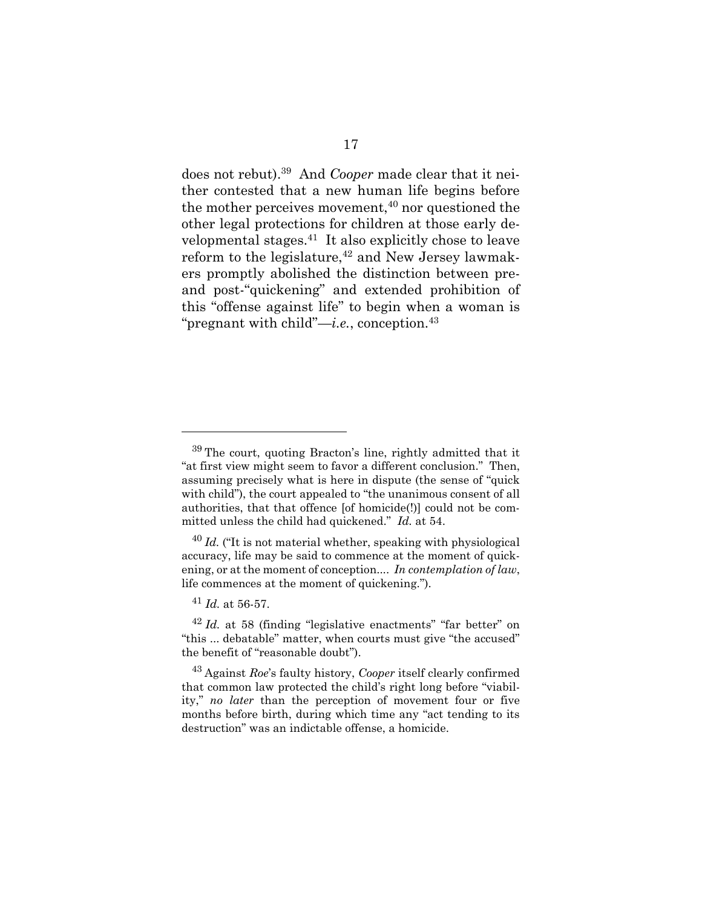does not rebut).[39] And *Cooper* made clear that it neither contested that a new human life begins before the mother perceives movement,[40] nor questioned the other legal protections for children at those early developmental stages.[41] It also explicitly chose to leave reform to the legislature,[42] and New Jersey lawmakers promptly abolished the distinction between pre- and post-"quickening" and extended prohibition of this "offense against life" to begin when a woman is "pregnant with child"—*i.e.*, conception.[43]

---

[39] The court, quoting Bracton's line, rightly admitted that it "at first view might seem to favor a different conclusion." Then, assuming precisely what is here in dispute (the sense of "quick with child"), the court appealed to "the unanimous consent of all authorities, that that offence [of homicide(!)] could not be committed unless the child had quickened." *Id.* at 54.

[40] *Id.* ("It is not material whether, speaking with physiological accuracy, life may be said to commence at the moment of quickening, or at the moment of conception.... *In contemplation of law*, life commences at the moment of quickening.").

[41] *Id.* at 56-57.

[42] *Id.* at 58 (finding "legislative enactments" "far better" on "this ... debatable" matter, when courts must give "the accused" the benefit of "reasonable doubt").

[43] Against *Roe*'s faulty history, *Cooper* itself clearly confirmed that common law protected the child's right long before "viability," *no later* than the perception of movement four or five months before birth, during which time any "act tending to its destruction" was an indictable offense, a homicide.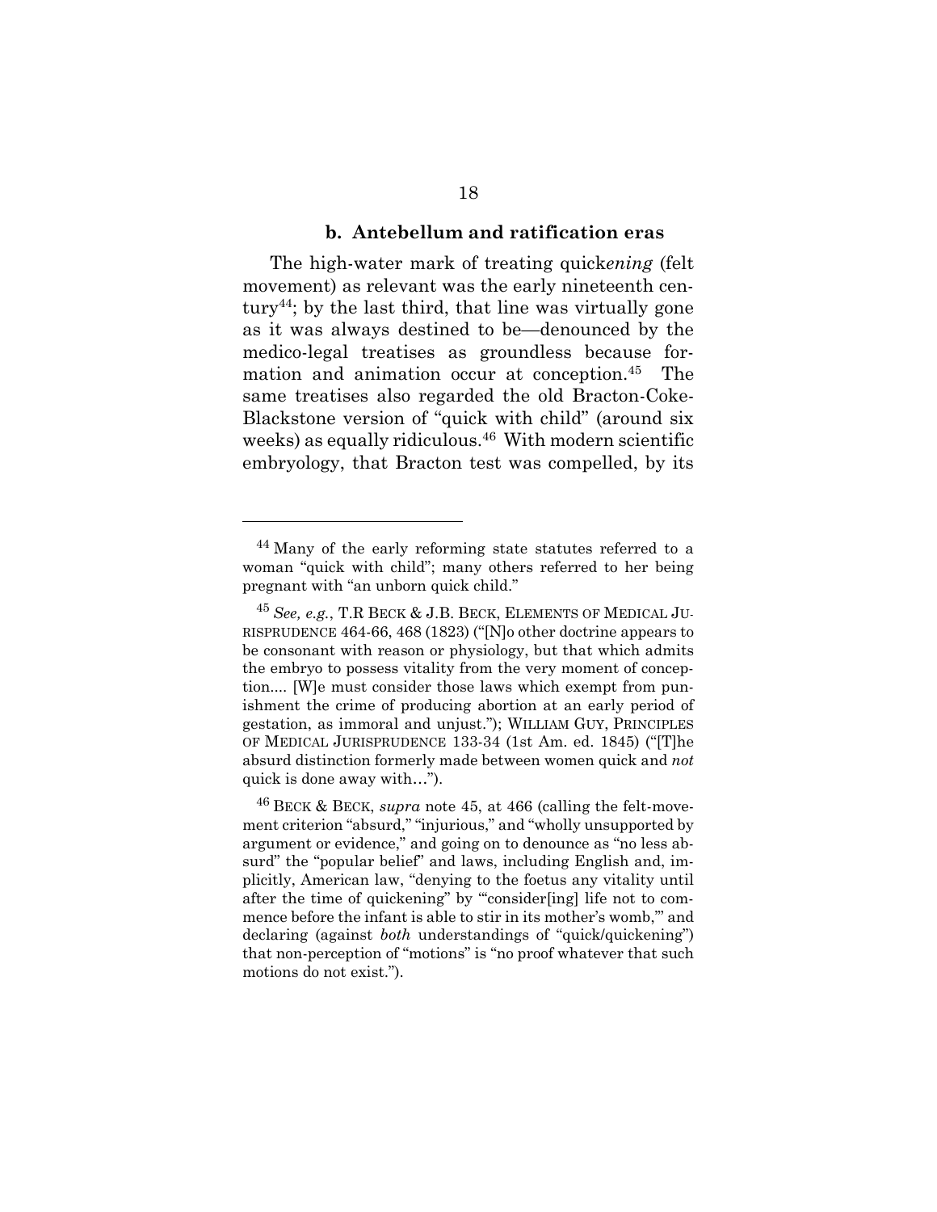### b. Antebellum and ratification eras

The high-water mark of treating quick*ening* (felt movement) as relevant was the early nineteenth century[44]; by the last third, that line was virtually gone as it was always destined to be—denounced by the medico-legal treatises as groundless because formation and animation occur at conception.[45] The same treatises also regarded the old Bracton-Coke-Blackstone version of "quick with child" (around six weeks) as equally ridiculous.[46] With modern scientific embryology, that Bracton test was compelled, by its

---

[44] Many of the early reforming state statutes referred to a woman "quick with child"; many others referred to her being pregnant with "an unborn quick child."

[45] *See, e.g.*, T.R BECK & J.B. BECK, ELEMENTS OF MEDICAL JURISPRUDENCE 464-66, 468 (1823) ("[N]o other doctrine appears to be consonant with reason or physiology, but that which admits the embryo to possess vitality from the very moment of conception.... [W]e must consider those laws which exempt from punishment the crime of producing abortion at an early period of gestation, as immoral and unjust."); WILLIAM GUY, PRINCIPLES OF MEDICAL JURISPRUDENCE 133-34 (1st Am. ed. 1845) ("[T]he absurd distinction formerly made between women quick and *not* quick is done away with…").

[46] BECK & BECK, *supra* note 45, at 466 (calling the felt-movement criterion "absurd," "injurious," and "wholly unsupported by argument or evidence," and going on to denounce as "no less absurd" the "popular belief" and laws, including English and, implicitly, American law, "denying to the foetus any vitality until after the time of quickening" by "'consider[ing] life not to commence before the infant is able to stir in its mother's womb,'" and declaring (against *both* understandings of "quick/quickening") that non-perception of "motions" is "no proof whatever that such motions do not exist.").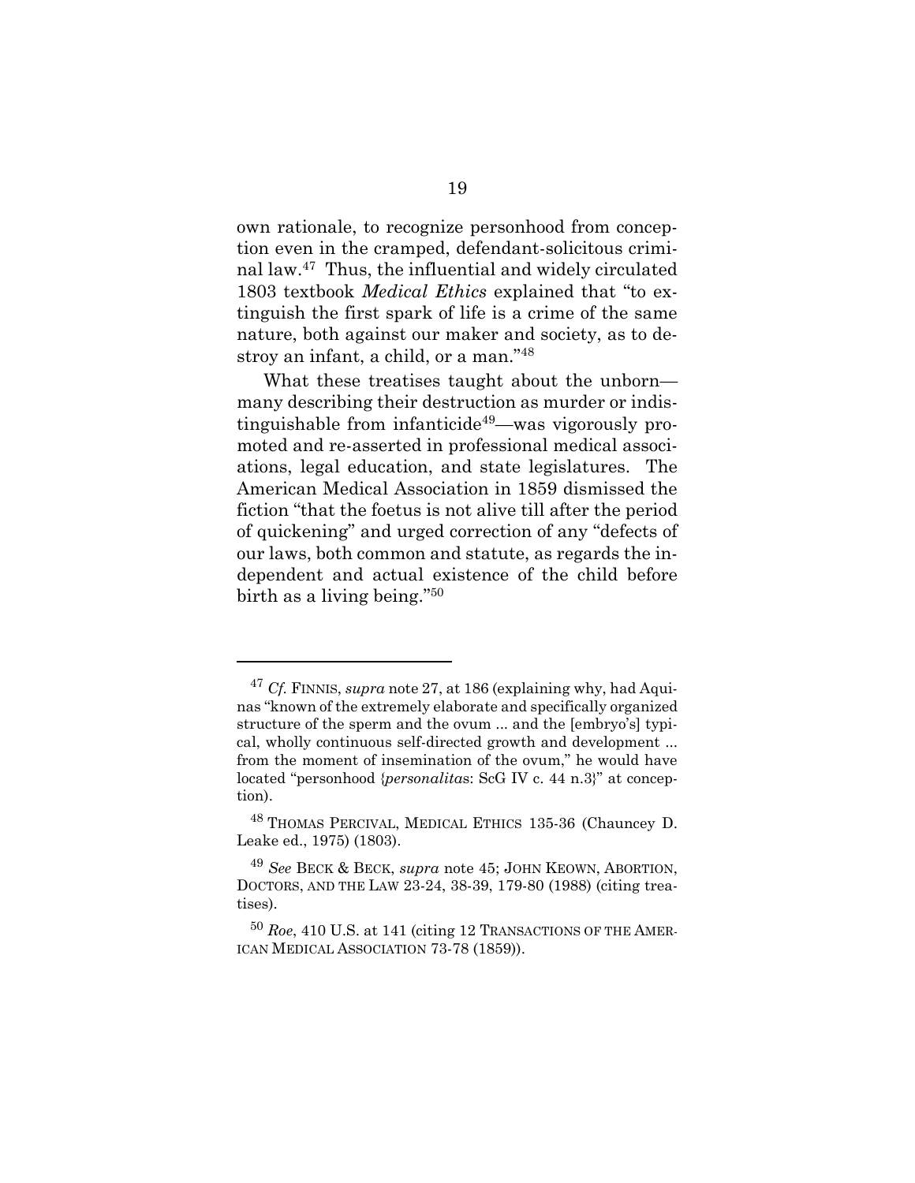own rationale, to recognize personhood from conception even in the cramped, defendant-solicitous criminal law.[47] Thus, the influential and widely circulated 1803 textbook *Medical Ethics* explained that "to extinguish the first spark of life is a crime of the same nature, both against our maker and society, as to destroy an infant, a child, or a man."[48]

What these treatises taught about the unborn—many describing their destruction as murder or indistinguishable from infanticide[49]—was vigorously promoted and re-asserted in professional medical associations, legal education, and state legislatures. The American Medical Association in 1859 dismissed the fiction "that the foetus is not alive till after the period of quickening" and urged correction of any "defects of our laws, both common and statute, as regards the independent and actual existence of the child before birth as a living being."[50]

---

[47] *Cf.* FINNIS, *supra* note 27, at 186 (explaining why, had Aquinas "known of the extremely elaborate and specifically organized structure of the sperm and the ovum ... and the [embryo's] typical, wholly continuous self-directed growth and development ... from the moment of insemination of the ovum," he would have located "personhood {*personalitas*: ScG IV c. 44 n.3}" at conception).

[48] THOMAS PERCIVAL, MEDICAL ETHICS 135-36 (Chauncey D. Leake ed., 1975) (1803).

[49] *See* BECK & BECK, *supra* note 45; JOHN KEOWN, ABORTION, DOCTORS, AND THE LAW 23-24, 38-39, 179-80 (1988) (citing treatises).

[50] *Roe*, 410 U.S. at 141 (citing 12 TRANSACTIONS OF THE AMERICAN MEDICAL ASSOCIATION 73-78 (1859)).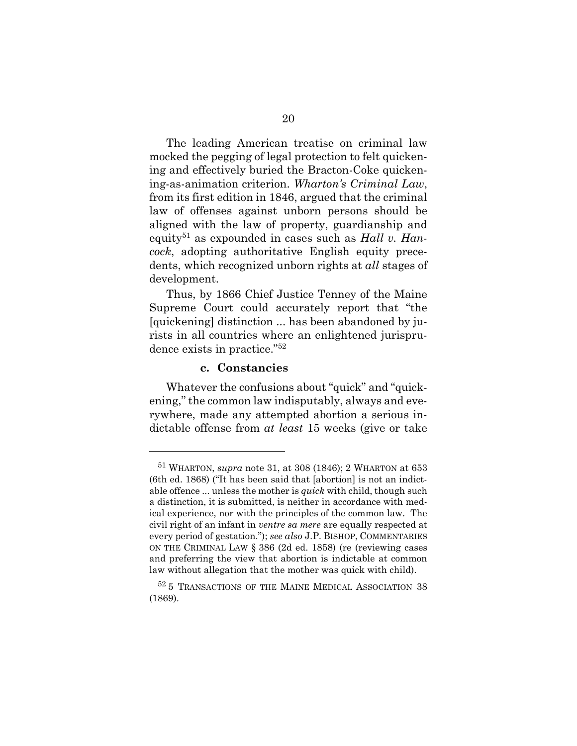The leading American treatise on criminal law mocked the pegging of legal protection to felt quickening and effectively buried the Bracton-Coke quickening-as-animation criterion. *Wharton's Criminal Law*, from its first edition in 1846, argued that the criminal law of offenses against unborn persons should be aligned with the law of property, guardianship and equity[51] as expounded in cases such as *Hall v. Hancock*, adopting authoritative English equity precedents, which recognized unborn rights at *all* stages of development.

Thus, by 1866 Chief Justice Tenney of the Maine Supreme Court could accurately report that "the [quickening] distinction ... has been abandoned by jurists in all countries where an enlightened jurisprudence exists in practice."[52]

#### c. Constancies

Whatever the confusions about "quick" and "quickening," the common law indisputably, always and everywhere, made any attempted abortion a serious indictable offense from *at least* 15 weeks (give or take

---

[51] WHARTON, *supra* note 31, at 308 (1846); 2 WHARTON at 653 (6th ed. 1868) ("It has been said that [abortion] is not an indictable offence ... unless the mother is *quick* with child, though such a distinction, it is submitted, is neither in accordance with medical experience, nor with the principles of the common law. The civil right of an infant in *ventre sa mere* are equally respected at every period of gestation."); *see also* J.P. BISHOP, COMMENTARIES ON THE CRIMINAL LAW § 386 (2d ed. 1858) (re (reviewing cases and preferring the view that abortion is indictable at common law without allegation that the mother was quick with child).

[52] 5 TRANSACTIONS OF THE MAINE MEDICAL ASSOCIATION 38 (1869).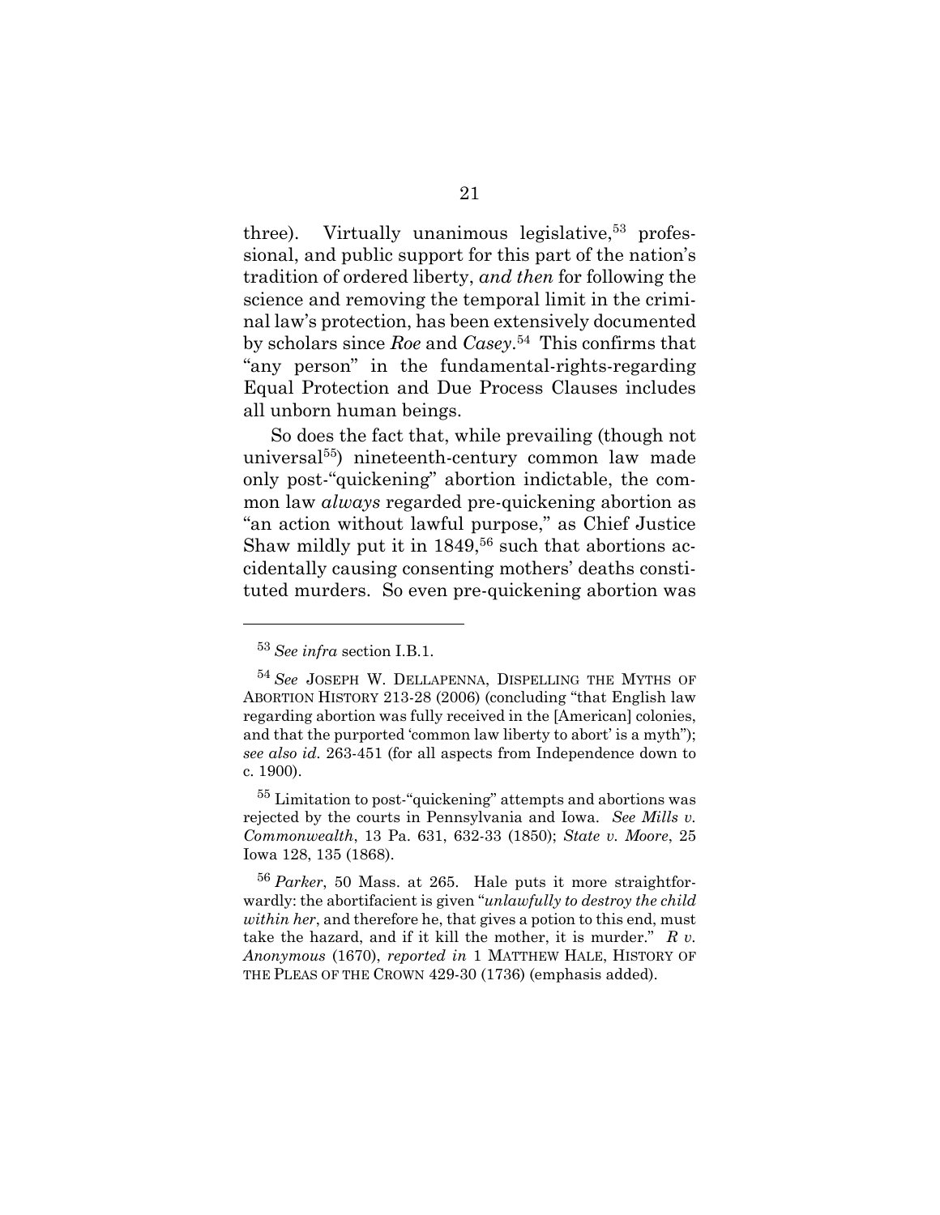three). Virtually unanimous legislative,[53] professional, and public support for this part of the nation's tradition of ordered liberty, *and then* for following the science and removing the temporal limit in the criminal law's protection, has been extensively documented by scholars since *Roe* and *Casey*.[54] This confirms that "any person" in the fundamental-rights-regarding Equal Protection and Due Process Clauses includes all unborn human beings.

So does the fact that, while prevailing (though not universal[55]) nineteenth-century common law made only post-"quickening" abortion indictable, the common law *always* regarded pre-quickening abortion as "an action without lawful purpose," as Chief Justice Shaw mildly put it in 1849,[56] such that abortions accidentally causing consenting mothers' deaths constituted murders. So even pre-quickening abortion was

---

[53] *See infra* section I.B.1.

[54] *See* JOSEPH W. DELLAPENNA, DISPELLING THE MYTHS OF ABORTION HISTORY 213-28 (2006) (concluding "that English law regarding abortion was fully received in the [American] colonies, and that the purported 'common law liberty to abort' is a myth"); *see also id.* 263-451 (for all aspects from Independence down to c. 1900).

[55] Limitation to post-"quickening" attempts and abortions was rejected by the courts in Pennsylvania and Iowa. *See Mills v. Commonwealth*, 13 Pa. 631, 632-33 (1850); *State v. Moore*, 25 Iowa 128, 135 (1868).

[56] *Parker*, 50 Mass. at 265. Hale puts it more straightforwardly: the abortifacient is given "*unlawfully to destroy the child within her*, and therefore he, that gives a potion to this end, must take the hazard, and if it kill the mother, it is murder." *R v. Anonymous* (1670), *reported in* 1 MATTHEW HALE, HISTORY OF THE PLEAS OF THE CROWN 429-30 (1736) (emphasis added).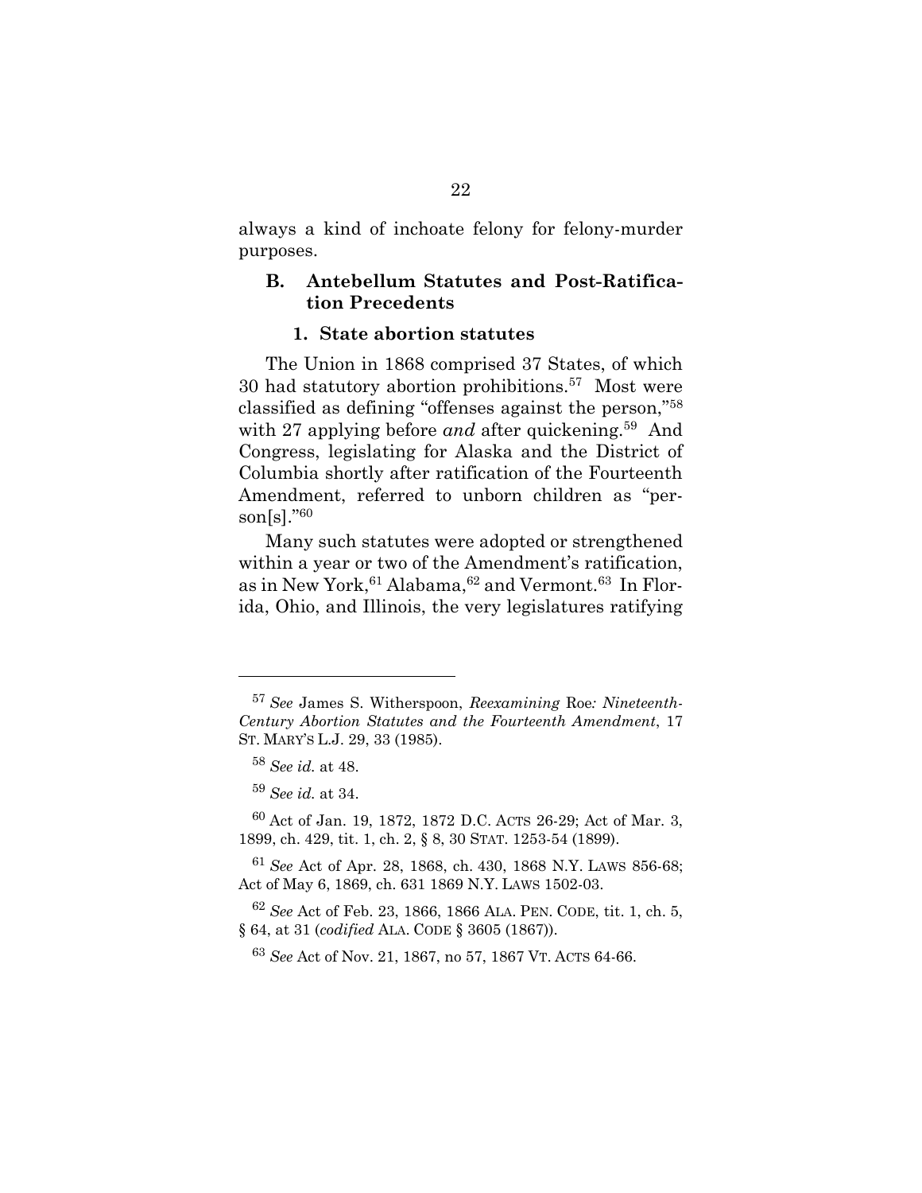always a kind of inchoate felony for felony-murder purposes.

## B. Antebellum Statutes and Post-Ratification Precedents

### 1. State abortion statutes

The Union in 1868 comprised 37 States, of which 30 had statutory abortion prohibitions.[57] Most were classified as defining "offenses against the person,"[58] with 27 applying before *and* after quickening.[59] And Congress, legislating for Alaska and the District of Columbia shortly after ratification of the Fourteenth Amendment, referred to unborn children as "person[s]."[60]

Many such statutes were adopted or strengthened within a year or two of the Amendment's ratification, as in New York,[61] Alabama,[62] and Vermont.[63] In Florida, Ohio, and Illinois, the very legislatures ratifying

---

[57] *See* James S. Witherspoon, *Reexamining* Roe*: Nineteenth-Century Abortion Statutes and the Fourteenth Amendment*, 17 ST. MARY'S L.J. 29, 33 (1985).

[58] *See id.* at 48.

[59] *See id.* at 34.

[60] Act of Jan. 19, 1872, 1872 D.C. ACTS 26-29; Act of Mar. 3, 1899, ch. 429, tit. 1, ch. 2, § 8, 30 STAT. 1253-54 (1899).

[61] *See* Act of Apr. 28, 1868, ch. 430, 1868 N.Y. LAWS 856-68; Act of May 6, 1869, ch. 631 1869 N.Y. LAWS 1502-03.

[62] *See* Act of Feb. 23, 1866, 1866 ALA. PEN. CODE, tit. 1, ch. 5, § 64, at 31 (*codified* ALA. CODE § 3605 (1867)).

[63] *See* Act of Nov. 21, 1867, no 57, 1867 VT. ACTS 64-66.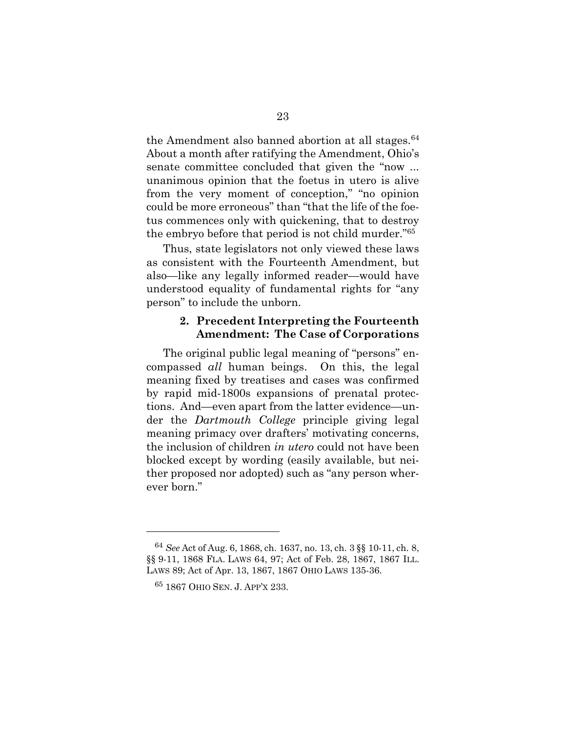the Amendment also banned abortion at all stages.[64] About a month after ratifying the Amendment, Ohio's senate committee concluded that given the "now ... unanimous opinion that the foetus in utero is alive from the very moment of conception," "no opinion could be more erroneous" than "that the life of the foetus commences only with quickening, that to destroy the embryo before that period is not child murder."[65]

Thus, state legislators not only viewed these laws as consistent with the Fourteenth Amendment, but also—like any legally informed reader—would have understood equality of fundamental rights for "any person" to include the unborn.

### 2. Precedent Interpreting the Fourteenth Amendment: The Case of Corporations

The original public legal meaning of "persons" encompassed *all* human beings. On this, the legal meaning fixed by treatises and cases was confirmed by rapid mid-1800s expansions of prenatal protections. And—even apart from the latter evidence—under the *Dartmouth College* principle giving legal meaning primacy over drafters' motivating concerns, the inclusion of children *in utero* could not have been blocked except by wording (easily available, but neither proposed nor adopted) such as "any person wherever born."

---

[64] *See* Act of Aug. 6, 1868, ch. 1637, no. 13, ch. 3 §§ 10-11, ch. 8, §§ 9-11, 1868 FLA. LAWS 64, 97; Act of Feb. 28, 1867, 1867 ILL. LAWS 89; Act of Apr. 13, 1867, 1867 OHIO LAWS 135-36.

[65] 1867 OHIO SEN. J. APP'X 233.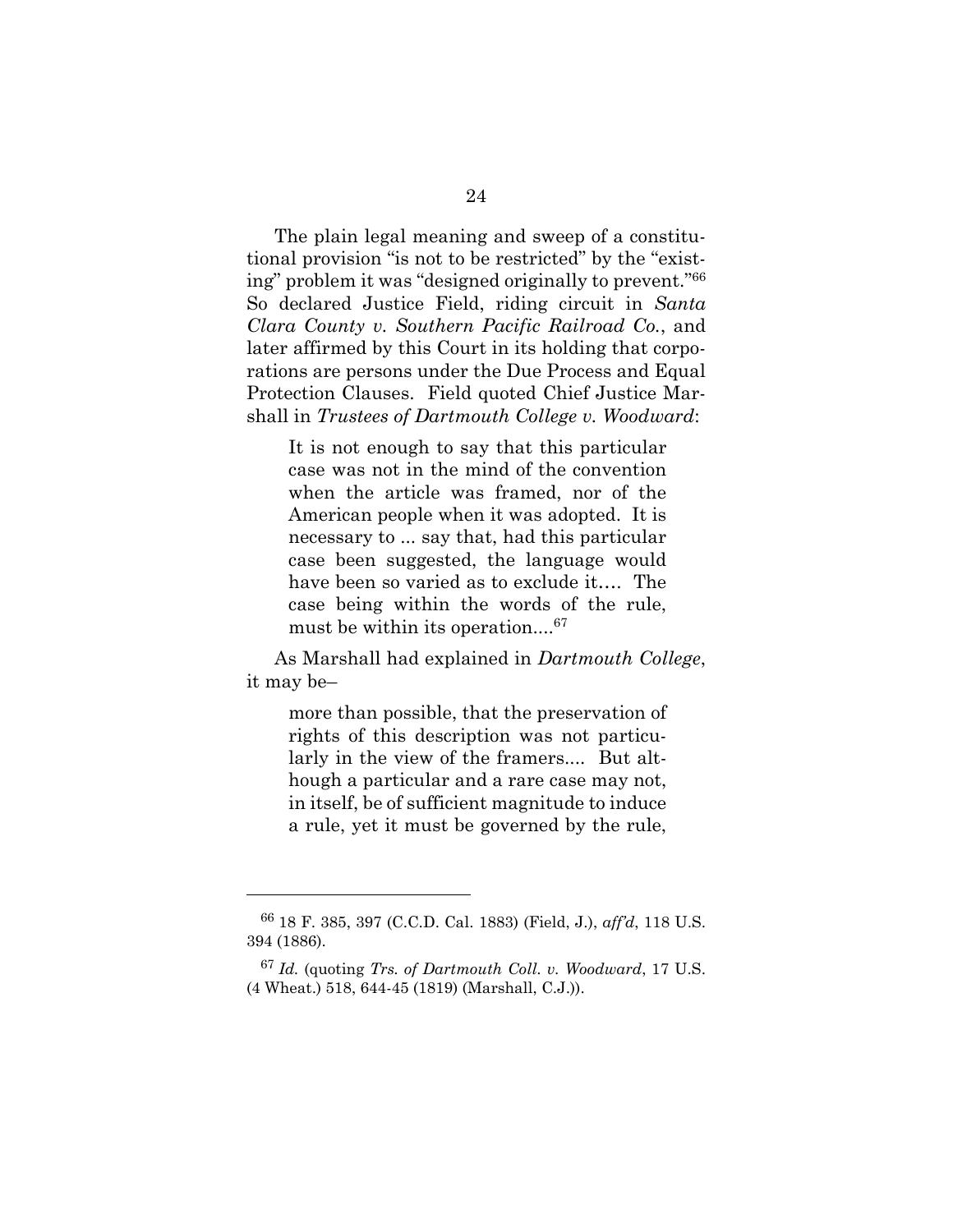The plain legal meaning and sweep of a constitutional provision "is not to be restricted" by the "existing" problem it was "designed originally to prevent."[66] So declared Justice Field, riding circuit in *Santa Clara County v. Southern Pacific Railroad Co.*, and later affirmed by this Court in its holding that corporations are persons under the Due Process and Equal Protection Clauses. Field quoted Chief Justice Marshall in *Trustees of Dartmouth College v. Woodward*:

> It is not enough to say that this particular case was not in the mind of the convention when the article was framed, nor of the American people when it was adopted. It is necessary to ... say that, had this particular case been suggested, the language would have been so varied as to exclude it.... The case being within the words of the rule, must be within its operation....[67]

As Marshall had explained in *Dartmouth College*, it may be–

> more than possible, that the preservation of rights of this description was not particularly in the view of the framers.... But although a particular and a rare case may not, in itself, be of sufficient magnitude to induce a rule, yet it must be governed by the rule,

---

[66] 18 F. 385, 397 (C.C.D. Cal. 1883) (Field, J.), *aff'd*, 118 U.S. 394 (1886).

[67] *Id.* (quoting *Trs. of Dartmouth Coll. v. Woodward*, 17 U.S. (4 Wheat.) 518, 644-45 (1819) (Marshall, C.J.)).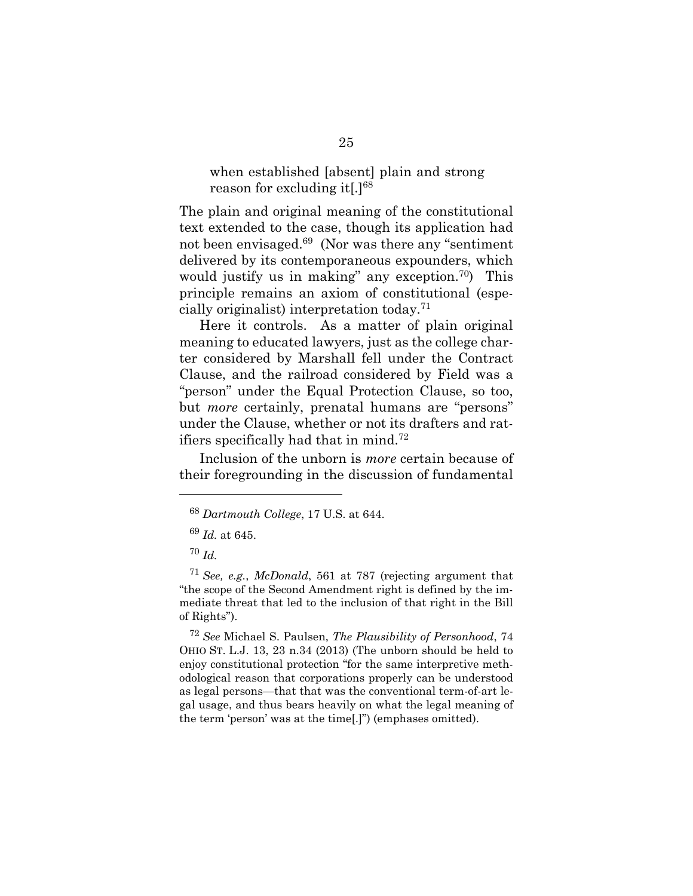> when established [absent] plain and strong reason for excluding it[.][68]

The plain and original meaning of the constitutional text extended to the case, though its application had not been envisaged.[69] (Nor was there any "sentiment delivered by its contemporaneous expounders, which would justify us in making" any exception.[70]) This principle remains an axiom of constitutional (especially originalist) interpretation today.[71]

Here it controls. As a matter of plain original meaning to educated lawyers, just as the college charter considered by Marshall fell under the Contract Clause, and the railroad considered by Field was a "person" under the Equal Protection Clause, so too, but *more* certainly, prenatal humans are "persons" under the Clause, whether or not its drafters and ratifiers specifically had that in mind.[72]

Inclusion of the unborn is *more* certain because of their foregrounding in the discussion of fundamental

---

[68] *Dartmouth College*, 17 U.S. at 644.

[69] *Id.* at 645.

[70] *Id.*

[71] *See, e.g.*, *McDonald*, 561 at 787 (rejecting argument that "the scope of the Second Amendment right is defined by the immediate threat that led to the inclusion of that right in the Bill of Rights").

[72] *See* Michael S. Paulsen, *The Plausibility of Personhood*, 74 OHIO ST. L.J. 13, 23 n.34 (2013) (The unborn should be held to enjoy constitutional protection "for the same interpretive methodological reason that corporations properly can be understood as legal persons—that that was the conventional term-of-art legal usage, and thus bears heavily on what the legal meaning of the term 'person' was at the time[.]") (emphases omitted).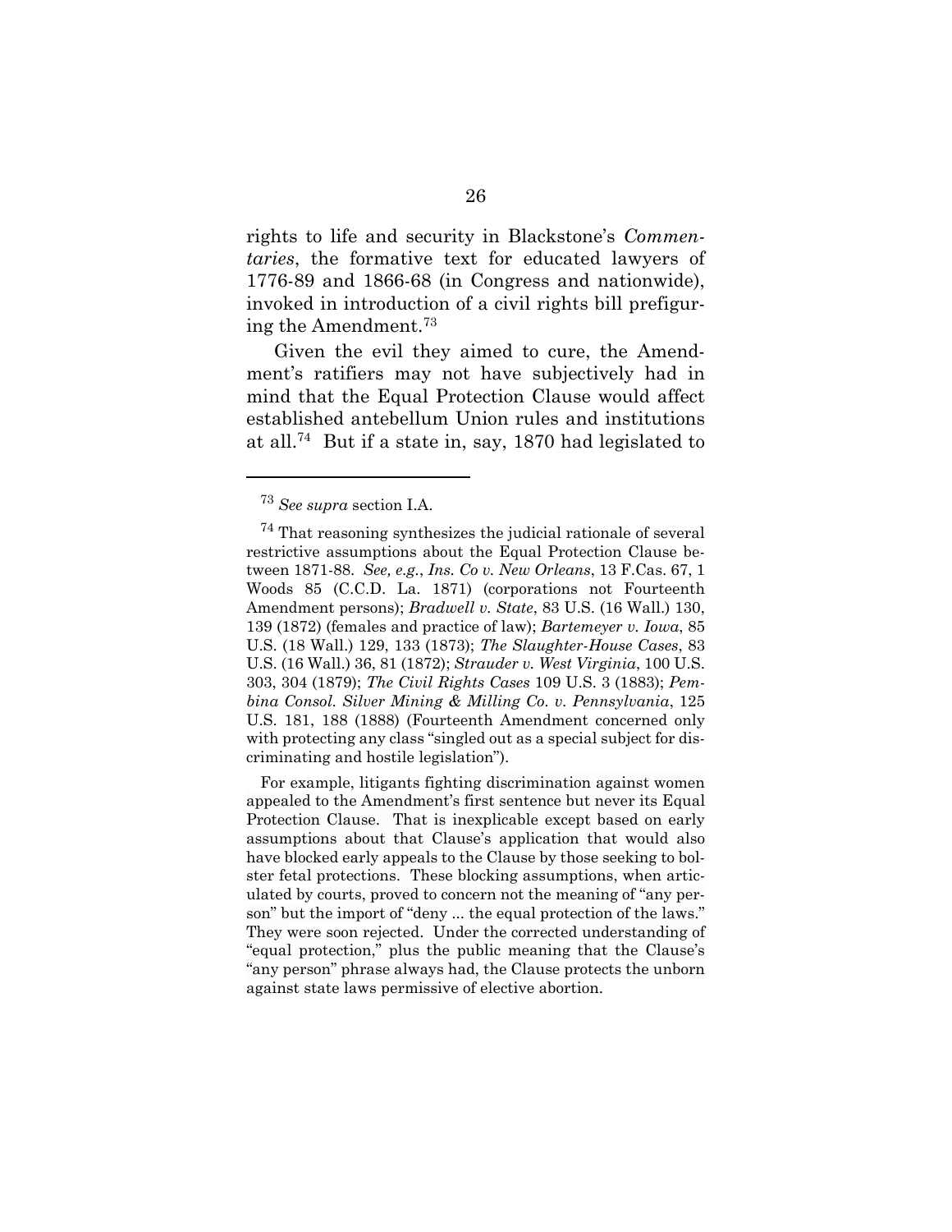rights to life and security in Blackstone's *Commentaries*, the formative text for educated lawyers of 1776-89 and 1866-68 (in Congress and nationwide), invoked in introduction of a civil rights bill prefiguring the Amendment.[73]

Given the evil they aimed to cure, the Amendment's ratifiers may not have subjectively had in mind that the Equal Protection Clause would affect established antebellum Union rules and institutions at all.[74] But if a state in, say, 1870 had legislated to

---

[73] *See supra* section I.A.

[74] That reasoning synthesizes the judicial rationale of several restrictive assumptions about the Equal Protection Clause between 1871-88. *See, e.g.*, *Ins. Co v. New Orleans*, 13 F.Cas. 67, 1 Woods 85 (C.C.D. La. 1871) (corporations not Fourteenth Amendment persons); *Bradwell v. State*, 83 U.S. (16 Wall.) 130, 139 (1872) (females and practice of law); *Bartemeyer v. Iowa*, 85 U.S. (18 Wall.) 129, 133 (1873); *The Slaughter-House Cases*, 83 U.S. (16 Wall.) 36, 81 (1872); *Strauder v. West Virginia*, 100 U.S. 303, 304 (1879); *The Civil Rights Cases* 109 U.S. 3 (1883); *Pembina Consol. Silver Mining & Milling Co. v. Pennsylvania*, 125 U.S. 181, 188 (1888) (Fourteenth Amendment concerned only with protecting any class "singled out as a special subject for discriminating and hostile legislation").

For example, litigants fighting discrimination against women appealed to the Amendment's first sentence but never its Equal Protection Clause. That is inexplicable except based on early assumptions about that Clause's application that would also have blocked early appeals to the Clause by those seeking to bolster fetal protections. These blocking assumptions, when articulated by courts, proved to concern not the meaning of "any person" but the import of "deny ... the equal protection of the laws." They were soon rejected. Under the corrected understanding of "equal protection," plus the public meaning that the Clause's "any person" phrase always had, the Clause protects the unborn against state laws permissive of elective abortion.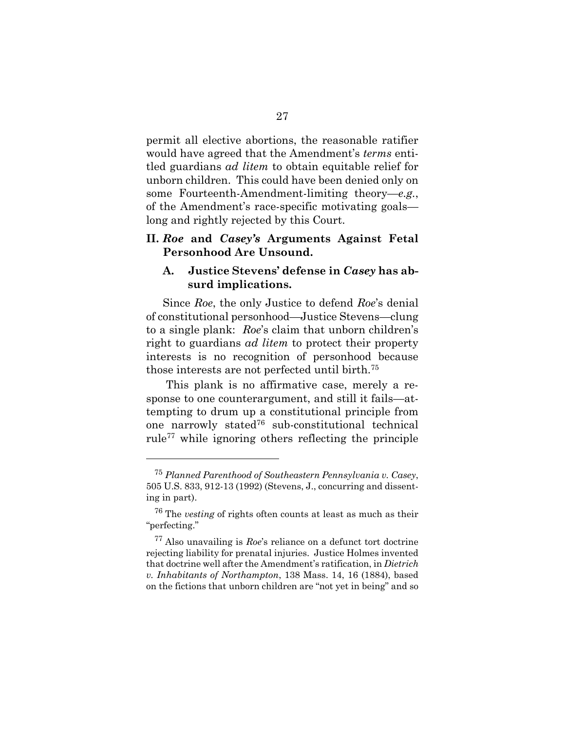permit all elective abortions, the reasonable ratifier would have agreed that the Amendment's *terms* entitled guardians *ad litem* to obtain equitable relief for unborn children. This could have been denied only on some Fourteenth-Amendment-limiting theory—*e.g.*, of the Amendment's race-specific motivating goals—long and rightly rejected by this Court.

## II. *Roe* and *Casey's* Arguments Against Fetal Personhood Are Unsound.

### A. Justice Stevens' defense in *Casey* has absurd implications.

Since *Roe*, the only Justice to defend *Roe*'s denial of constitutional personhood—Justice Stevens—clung to a single plank: *Roe*'s claim that unborn children's right to guardians *ad litem* to protect their property interests is no recognition of personhood because those interests are not perfected until birth.[75]

This plank is no affirmative case, merely a response to one counterargument, and still it fails—attempting to drum up a constitutional principle from one narrowly stated[76] sub-constitutional technical rule[77] while ignoring others reflecting the principle

---

[75] *Planned Parenthood of Southeastern Pennsylvania v. Casey*, 505 U.S. 833, 912-13 (1992) (Stevens, J., concurring and dissenting in part).

[76] The *vesting* of rights often counts at least as much as their "perfecting."

[77] Also unavailing is *Roe*'s reliance on a defunct tort doctrine rejecting liability for prenatal injuries. Justice Holmes invented that doctrine well after the Amendment's ratification, in *Dietrich v. Inhabitants of Northampton*, 138 Mass. 14, 16 (1884), based on the fictions that unborn children are "not yet in being" and so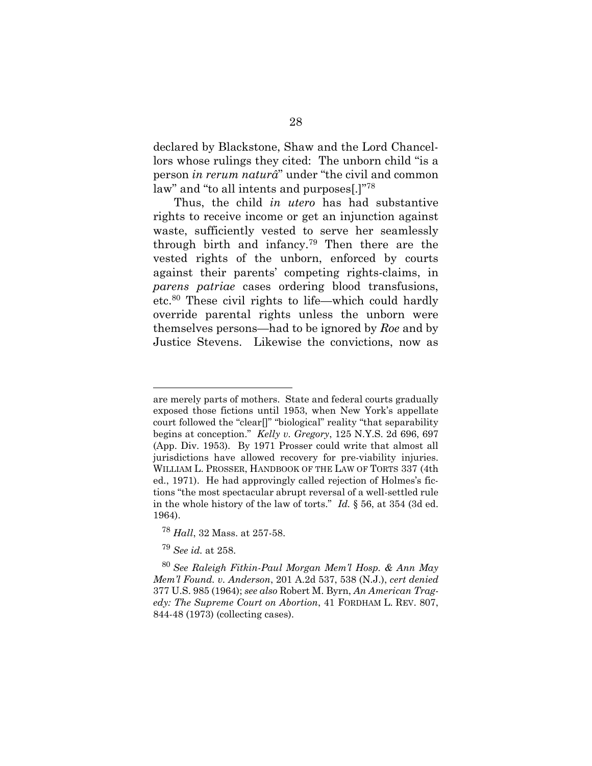declared by Blackstone, Shaw and the Lord Chancellors whose rulings they cited: The unborn child "is a person *in rerum naturâ*" under "the civil and common law" and "to all intents and purposes[.]"[78]

Thus, the child *in utero* has had substantive rights to receive income or get an injunction against waste, sufficiently vested to serve her seamlessly through birth and infancy.[79] Then there are the vested rights of the unborn, enforced by courts against their parents' competing rights-claims, in *parens patriae* cases ordering blood transfusions, etc.[80] These civil rights to life—which could hardly override parental rights unless the unborn were themselves persons—had to be ignored by *Roe* and by Justice Stevens. Likewise the convictions, now as

---

are merely parts of mothers. State and federal courts gradually exposed those fictions until 1953, when New York's appellate court followed the "clear[]" "biological" reality "that separability begins at conception." *Kelly v. Gregory*, 125 N.Y.S. 2d 696, 697 (App. Div. 1953). By 1971 Prosser could write that almost all jurisdictions have allowed recovery for pre-viability injuries. WILLIAM L. PROSSER, HANDBOOK OF THE LAW OF TORTS 337 (4th ed., 1971). He had approvingly called rejection of Holmes's fictions "the most spectacular abrupt reversal of a well-settled rule in the whole history of the law of torts." *Id.* § 56, at 354 (3d ed. 1964).

[78] *Hall*, 32 Mass. at 257-58.

[79] *See id.* at 258.

[80] *See Raleigh Fitkin-Paul Morgan Mem'l Hosp. & Ann May Mem'l Found. v. Anderson*, 201 A.2d 537, 538 (N.J.), *cert denied* 377 U.S. 985 (1964); *see also* Robert M. Byrn, *An American Tragedy: The Supreme Court on Abortion*, 41 FORDHAM L. REV. 807, 844-48 (1973) (collecting cases).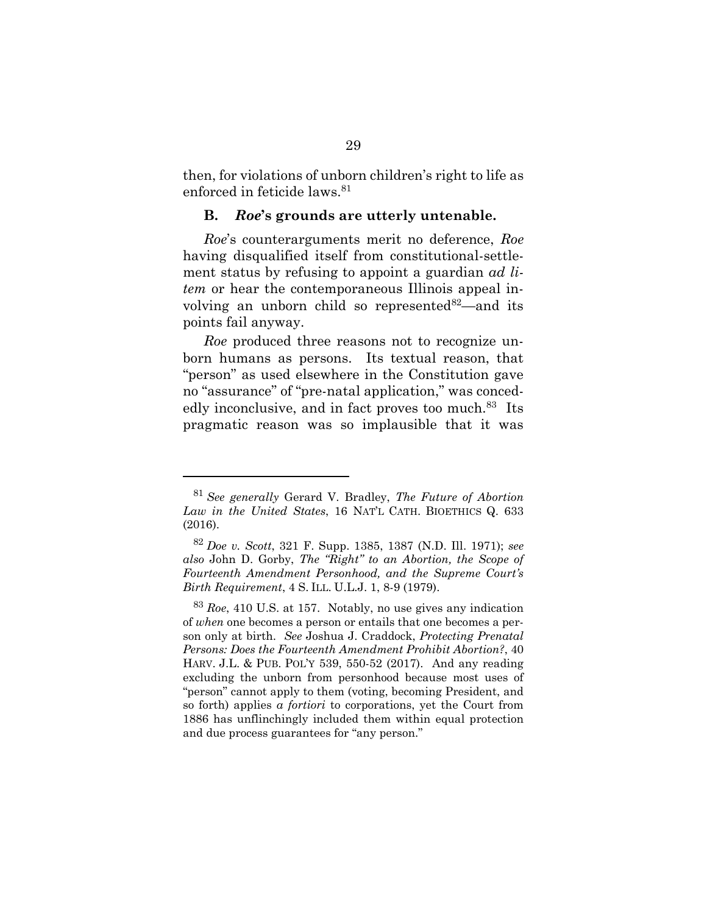then, for violations of unborn children's right to life as enforced in feticide laws.[81]

### B. *Roe*'s grounds are utterly untenable.

*Roe*'s counterarguments merit no deference, *Roe* having disqualified itself from constitutional-settlement status by refusing to appoint a guardian *ad litem* or hear the contemporaneous Illinois appeal involving an unborn child so represented[82]—and its points fail anyway.

*Roe* produced three reasons not to recognize unborn humans as persons. Its textual reason, that "person" as used elsewhere in the Constitution gave no "assurance" of "pre-natal application," was concededly inconclusive, and in fact proves too much.[83] Its pragmatic reason was so implausible that it was

---

[81] *See generally* Gerard V. Bradley, *The Future of Abortion Law in the United States*, 16 NAT'L CATH. BIOETHICS Q. 633 (2016).

[82] *Doe v. Scott*, 321 F. Supp. 1385, 1387 (N.D. Ill. 1971); *see also* John D. Gorby, *The "Right" to an Abortion, the Scope of Fourteenth Amendment Personhood, and the Supreme Court's Birth Requirement*, 4 S. ILL. U.L.J. 1, 8-9 (1979).

[83] *Roe*, 410 U.S. at 157. Notably, no use gives any indication of *when* one becomes a person or entails that one becomes a person only at birth. *See* Joshua J. Craddock, *Protecting Prenatal Persons: Does the Fourteenth Amendment Prohibit Abortion?*, 40 HARV. J.L. & PUB. POL'Y 539, 550-52 (2017). And any reading excluding the unborn from personhood because most uses of "person" cannot apply to them (voting, becoming President, and so forth) applies *a fortiori* to corporations, yet the Court from 1886 has unflinchingly included them within equal protection and due process guarantees for "any person."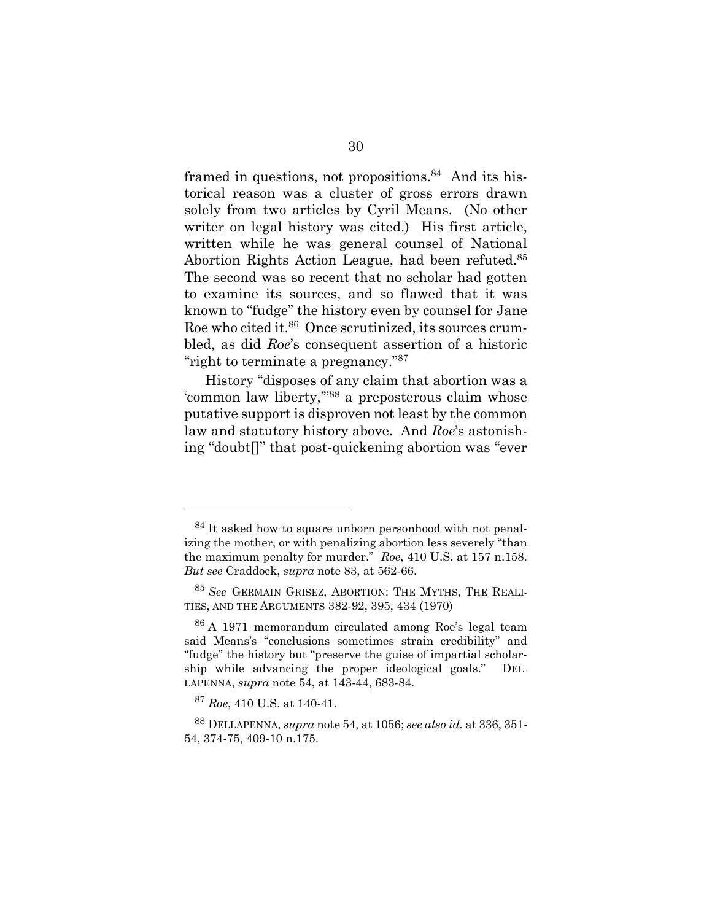framed in questions, not propositions.[84] And its historical reason was a cluster of gross errors drawn solely from two articles by Cyril Means. (No other writer on legal history was cited.) His first article, written while he was general counsel of National Abortion Rights Action League, had been refuted.[85] The second was so recent that no scholar had gotten to examine its sources, and so flawed that it was known to "fudge" the history even by counsel for Jane Roe who cited it.[86] Once scrutinized, its sources crumbled, as did *Roe*'s consequent assertion of a historic "right to terminate a pregnancy."[87]

History "disposes of any claim that abortion was a 'common law liberty,'"[88] a preposterous claim whose putative support is disproven not least by the common law and statutory history above. And *Roe*'s astonishing "doubt[]" that post-quickening abortion was "ever

---

[84] It asked how to square unborn personhood with not penalizing the mother, or with penalizing abortion less severely "than the maximum penalty for murder." *Roe*, 410 U.S. at 157 n.158. *But see* Craddock, *supra* note 83, at 562-66.

[85] *See* GERMAIN GRISEZ, ABORTION: THE MYTHS, THE REALITIES, AND THE ARGUMENTS 382-92, 395, 434 (1970)

[86] A 1971 memorandum circulated among Roe's legal team said Means's "conclusions sometimes strain credibility" and "fudge" the history but "preserve the guise of impartial scholarship while advancing the proper ideological goals." DELLAPENNA, *supra* note 54, at 143-44, 683-84.

[87] *Roe*, 410 U.S. at 140-41.

[88] DELLAPENNA, *supra* note 54, at 1056; *see also id.* at 336, 351-54, 374-75, 409-10 n.175.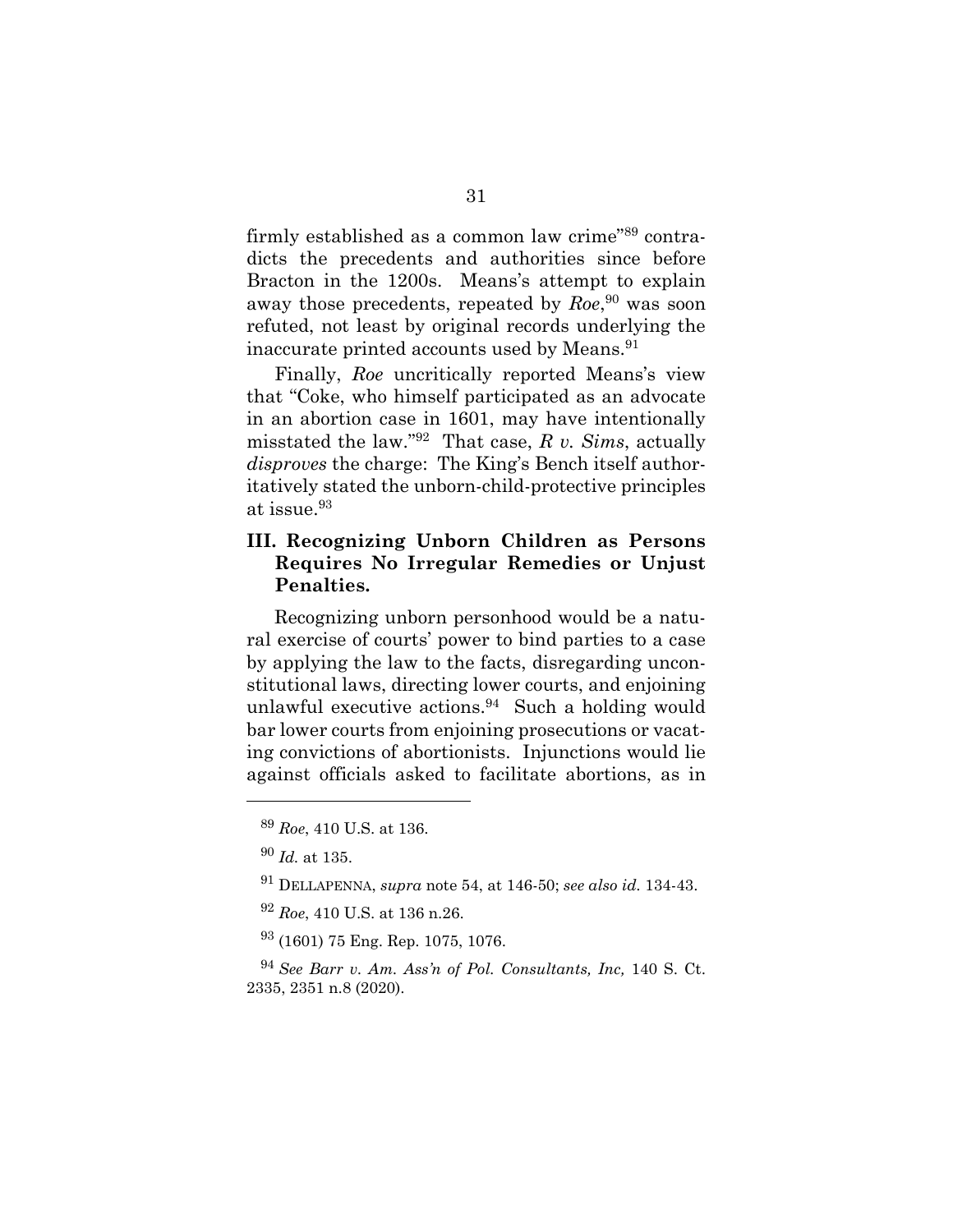firmly established as a common law crime"[89] contradicts the precedents and authorities since before Bracton in the 1200s. Means's attempt to explain away those precedents, repeated by *Roe*,[90] was soon refuted, not least by original records underlying the inaccurate printed accounts used by Means.[91]

Finally, *Roe* uncritically reported Means's view that "Coke, who himself participated as an advocate in an abortion case in 1601, may have intentionally misstated the law."[92] That case, *R v. Sims*, actually *disproves* the charge: The King's Bench itself authoritatively stated the unborn-child-protective principles at issue.[93]

## III. Recognizing Unborn Children as Persons Requires No Irregular Remedies or Unjust Penalties.

Recognizing unborn personhood would be a natural exercise of courts' power to bind parties to a case by applying the law to the facts, disregarding unconstitutional laws, directing lower courts, and enjoining unlawful executive actions.[94] Such a holding would bar lower courts from enjoining prosecutions or vacating convictions of abortionists. Injunctions would lie against officials asked to facilitate abortions, as in

---

[89] *Roe*, 410 U.S. at 136.

[90] *Id.* at 135.

[91] DELLAPENNA, *supra* note 54, at 146-50; *see also id.* 134-43.

[92] *Roe*, 410 U.S. at 136 n.26.

[93] (1601) 75 Eng. Rep. 1075, 1076.

[94] *See Barr v. Am. Ass'n of Pol. Consultants, Inc,* 140 S. Ct. 2335, 2351 n.8 (2020).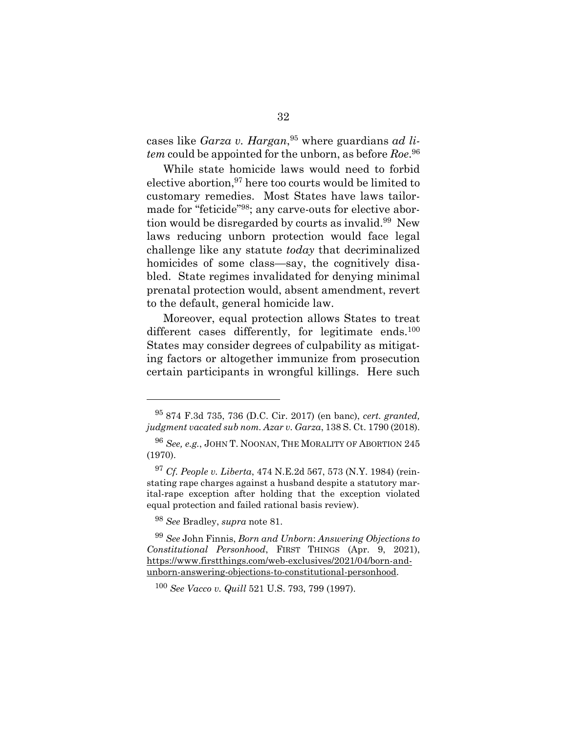cases like *Garza v. Hargan*,[95] where guardians *ad litem* could be appointed for the unborn, as before *Roe*.[96]

While state homicide laws would need to forbid elective abortion,[97] here too courts would be limited to customary remedies. Most States have laws tailor-made for "feticide"[98]; any carve-outs for elective abortion would be disregarded by courts as invalid.[99] New laws reducing unborn protection would face legal challenge like any statute *today* that decriminalized homicides of some class—say, the cognitively disabled. State regimes invalidated for denying minimal prenatal protection would, absent amendment, revert to the default, general homicide law.

Moreover, equal protection allows States to treat different cases differently, for legitimate ends.[100] States may consider degrees of culpability as mitigating factors or altogether immunize from prosecution certain participants in wrongful killings. Here such

---

[95] 874 F.3d 735, 736 (D.C. Cir. 2017) (en banc), *cert. granted, judgment vacated sub nom. Azar v. Garza*, 138 S. Ct. 1790 (2018).

[96] *See, e.g.*, JOHN T. NOONAN, THE MORALITY OF ABORTION 245 (1970).

[97] *Cf. People v. Liberta*, 474 N.E.2d 567, 573 (N.Y. 1984) (reinstating rape charges against a husband despite a statutory marital-rape exception after holding that the exception violated equal protection and failed rational basis review).

[98] *See* Bradley, *supra* note 81.

[99] *See* John Finnis, *Born and Unborn*: *Answering Objections to Constitutional Personhood*, FIRST THINGS (Apr. 9, 2021), https://www.firstthings.com/web-exclusives/2021/04/born-and-unborn-answering-objections-to-constitutional-personhood.

[100] *See Vacco v. Quill* 521 U.S. 793, 799 (1997).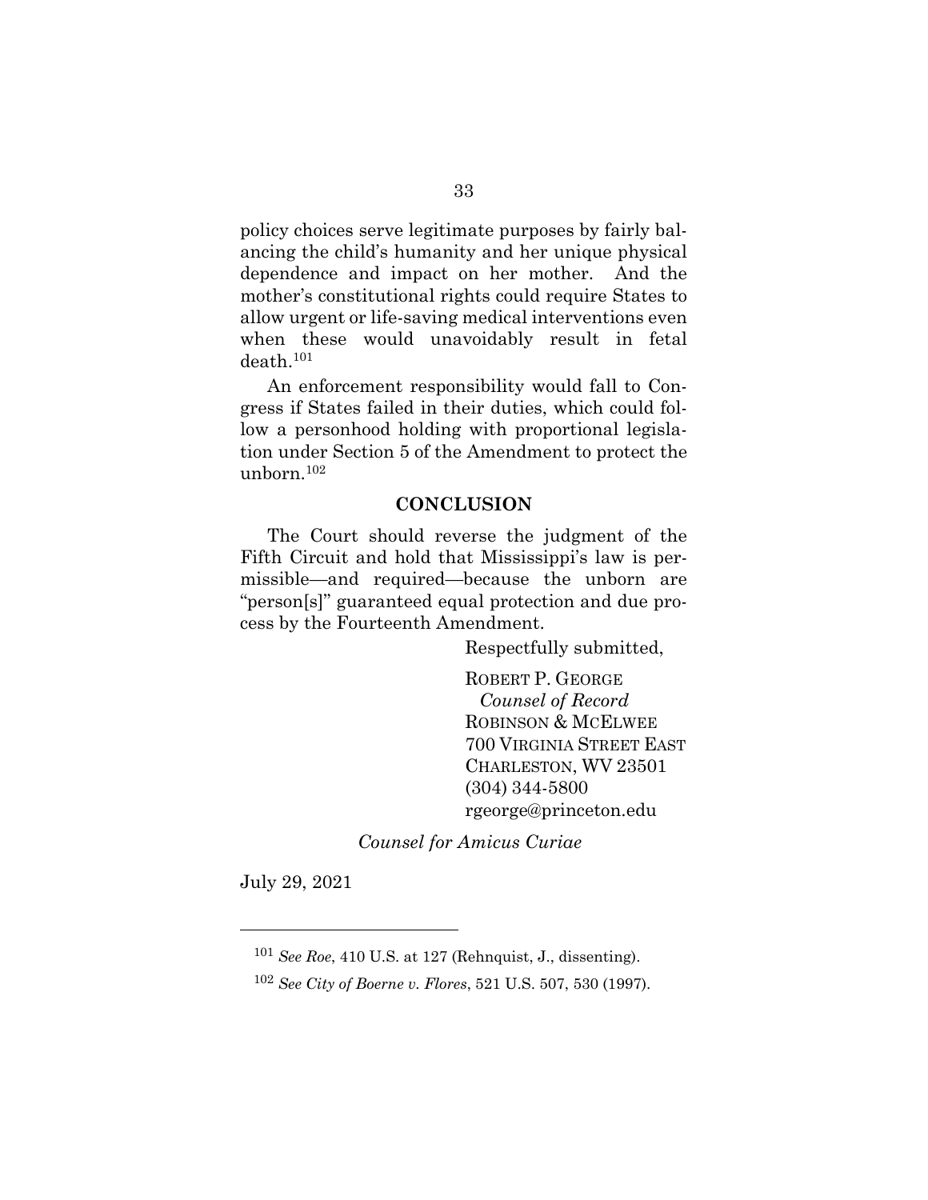policy choices serve legitimate purposes by fairly balancing the child's humanity and her unique physical dependence and impact on her mother. And the mother's constitutional rights could require States to allow urgent or life-saving medical interventions even when these would unavoidably result in fetal death.[101]

An enforcement responsibility would fall to Congress if States failed in their duties, which could follow a personhood holding with proportional legislation under Section 5 of the Amendment to protect the unborn.[102]

## CONCLUSION

The Court should reverse the judgment of the Fifth Circuit and hold that Mississippi's law is permissible—and required—because the unborn are "person[s]" guaranteed equal protection and due process by the Fourteenth Amendment.

Respectfully submitted,

ROBERT P. GEORGE
*Counsel of Record*
ROBINSON & MCELWEE
700 VIRGINIA STREET EAST
CHARLESTON, WV 23501
(304) 344-5800
rgeorge@princeton.edu

*Counsel for Amicus Curiae*

July 29, 2021

---

[101] *See Roe*, 410 U.S. at 127 (Rehnquist, J., dissenting).

[102] *See City of Boerne v. Flores*, 521 U.S. 507, 530 (1997).